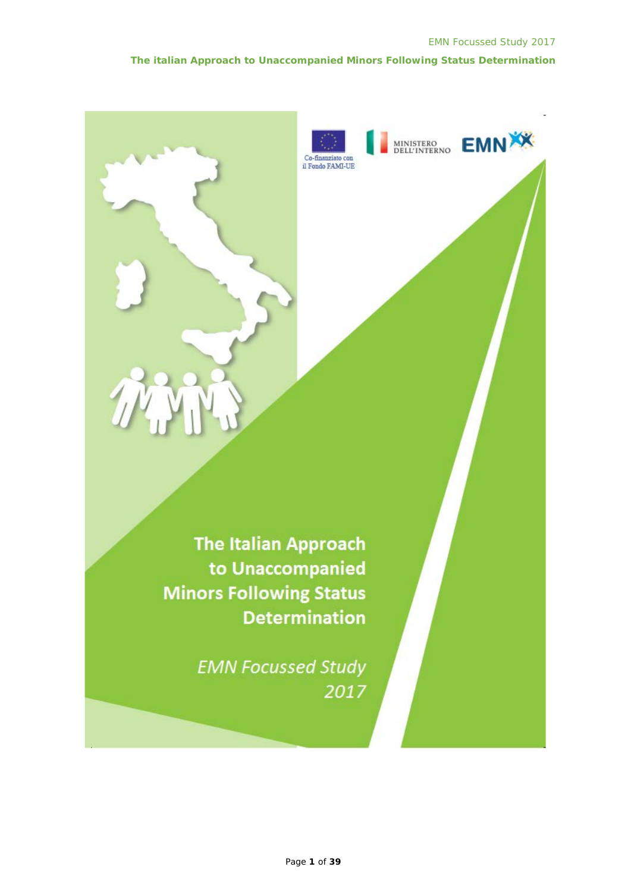Co-finanziato con il Fondo FAMI-UE

MINISTERO DELL'INTERNO

EMN

# The Italian Approach to Unaccompanied Minors Following Status Determination

*EMN Focussed Study 2017*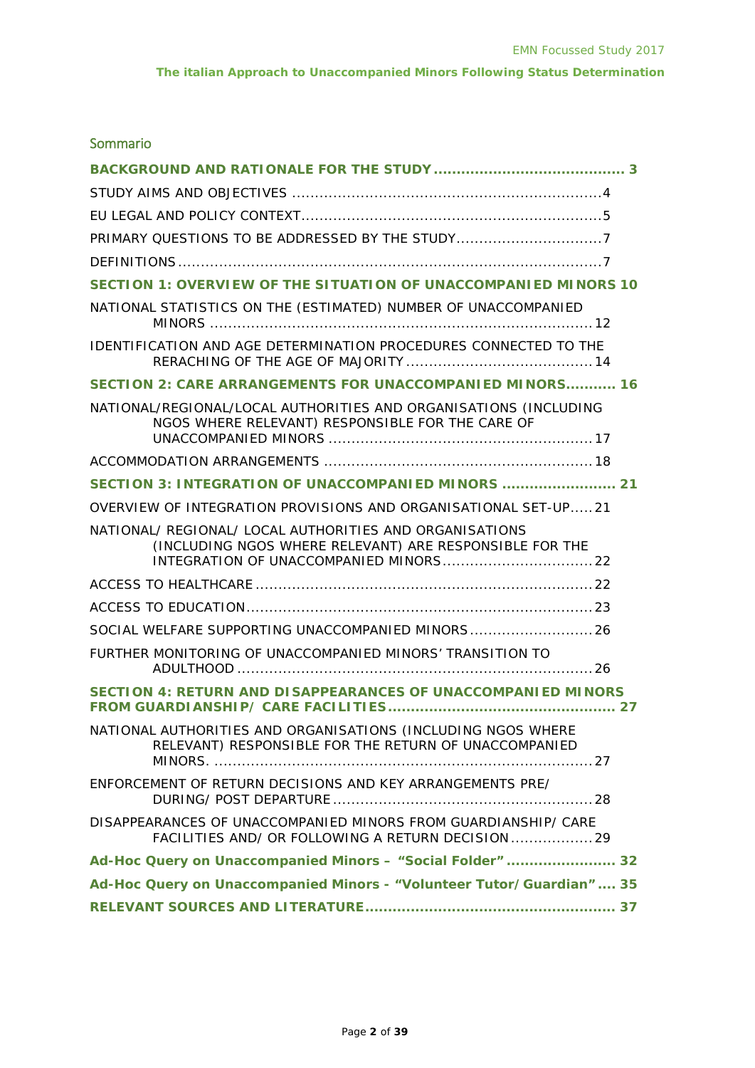## Sommario

**BACKGROUND AND RATIONALE FOR THE STUDY .......................................... 3**

STUDY AIMS AND OBJECTIVES ....................................................................4

EU LEGAL AND POLICY CONTEXT..................................................................5

PRIMARY QUESTIONS TO BE ADDRESSED BY THE STUDY................................7

DEFINITIONS .............................................................................................7

**SECTION 1: OVERVIEW OF THE SITUATION OF UNACCOMPANIED MINORS 10**

NATIONAL STATISTICS ON THE (ESTIMATED) NUMBER OF UNACCOMPANIED MINORS ....................................................................................12

IDENTIFICATION AND AGE DETERMINATION PROCEDURES CONNECTED TO THE RERACHING OF THE AGE OF MAJORITY .........................................14

**SECTION 2: CARE ARRANGEMENTS FOR UNACCOMPANIED MINORS........... 16**

NATIONAL/REGIONAL/LOCAL AUTHORITIES AND ORGANISATIONS (INCLUDING NGOS WHERE RELEVANT) RESPONSIBLE FOR THE CARE OF UNACCOMPANIED MINORS ..........................................................17

ACCOMMODATION ARRANGEMENTS ...........................................................18

**SECTION 3: INTEGRATION OF UNACCOMPANIED MINORS ........................ 21**

OVERVIEW OF INTEGRATION PROVISIONS AND ORGANISATIONAL SET-UP.....21

NATIONAL/ REGIONAL/ LOCAL AUTHORITIES AND ORGANISATIONS (INCLUDING NGOS WHERE RELEVANT) ARE RESPONSIBLE FOR THE INTEGRATION OF UNACCOMPANIED MINORS.................................22

ACCESS TO HEALTHCARE ..........................................................................22

ACCESS TO EDUCATION............................................................................23

SOCIAL WELFARE SUPPORTING UNACCOMPANIED MINORS...........................26

FURTHER MONITORING OF UNACCOMPANIED MINORS' TRANSITION TO ADULTHOOD ..............................................................................26

**SECTION 4: RETURN AND DISAPPEARANCES OF UNACCOMPANIED MINORS FROM GUARDIANSHIP/ CARE FACILITIES ................................................. 27**

NATIONAL AUTHORITIES AND ORGANISATIONS (INCLUDING NGOS WHERE RELEVANT) RESPONSIBLE FOR THE RETURN OF UNACCOMPANIED MINORS. ..................................................................................27

ENFORCEMENT OF RETURN DECISIONS AND KEY ARRANGEMENTS PRE/ DURING/ POST DEPARTURE .........................................................28

DISAPPEARANCES OF UNACCOMPANIED MINORS FROM GUARDIANSHIP/ CARE FACILITIES AND/ OR FOLLOWING A RETURN DECISION ..................29

**Ad-Hoc Query on Unaccompanied Minors – "Social Folder" ........................ 32**

**Ad-Hoc Query on Unaccompanied Minors - "Volunteer Tutor/Guardian" .... 35**

**RELEVANT SOURCES AND LITERATURE....................................................... 37**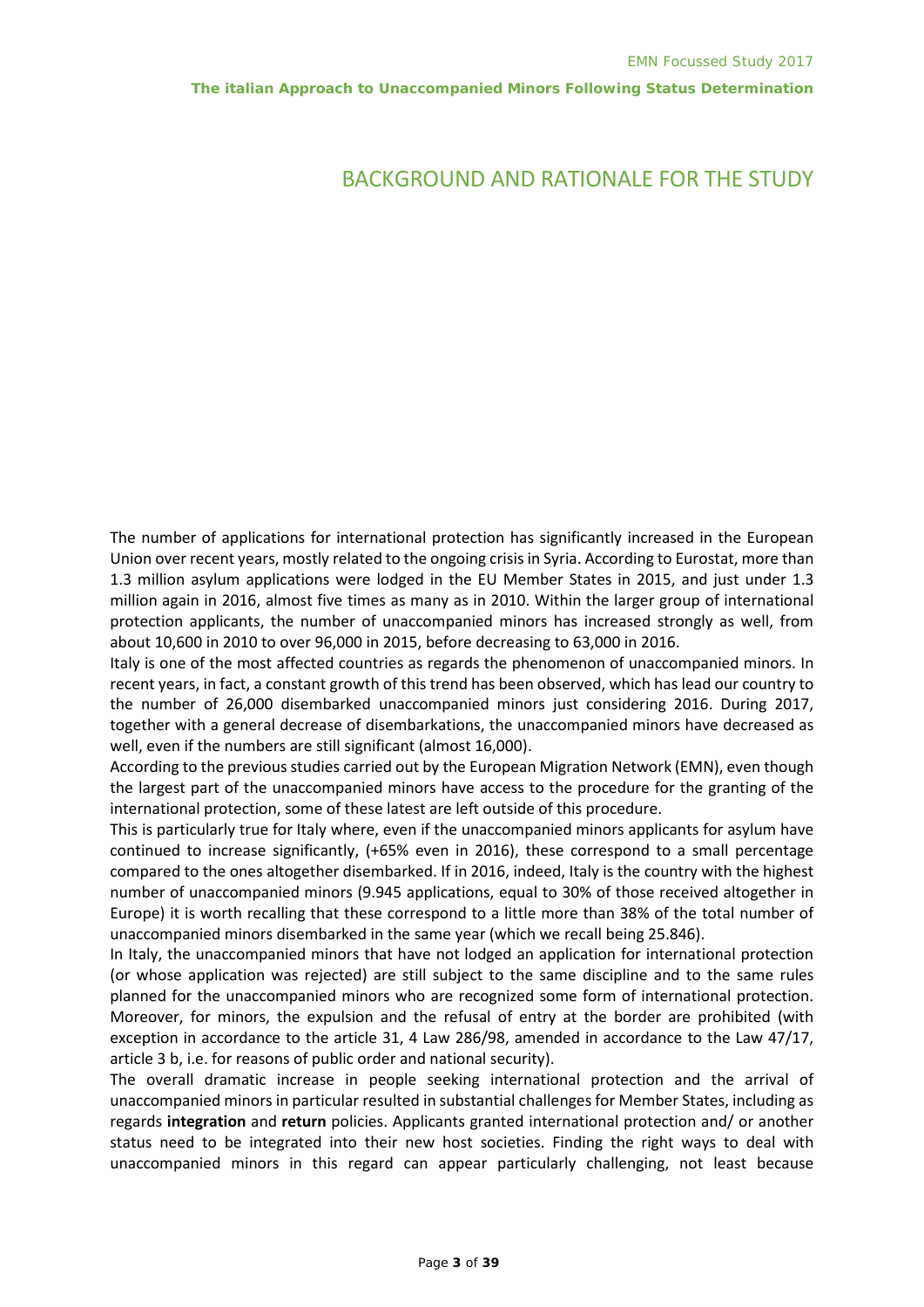# BACKGROUND AND RATIONALE FOR THE STUDY

The number of applications for international protection has significantly increased in the European Union over recent years, mostly related to the ongoing crisis in Syria. According to Eurostat, more than 1.3 million asylum applications were lodged in the EU Member States in 2015, and just under 1.3 million again in 2016, almost five times as many as in 2010. Within the larger group of international protection applicants, the number of unaccompanied minors has increased strongly as well, from about 10,600 in 2010 to over 96,000 in 2015, before decreasing to 63,000 in 2016.

Italy is one of the most affected countries as regards the phenomenon of unaccompanied minors. In recent years, in fact, a constant growth of this trend has been observed, which has lead our country to the number of 26,000 disembarked unaccompanied minors just considering 2016. During 2017, together with a general decrease of disembarkations, the unaccompanied minors have decreased as well, even if the numbers are still significant (almost 16,000).

According to the previous studies carried out by the European Migration Network (EMN), even though the largest part of the unaccompanied minors have access to the procedure for the granting of the international protection, some of these latest are left outside of this procedure.

This is particularly true for Italy where, even if the unaccompanied minors applicants for asylum have continued to increase significantly, (+65% even in 2016), these correspond to a small percentage compared to the ones altogether disembarked. If in 2016, indeed, Italy is the country with the highest number of unaccompanied minors (9.945 applications, equal to 30% of those received altogether in Europe) it is worth recalling that these correspond to a little more than 38% of the total number of unaccompanied minors disembarked in the same year (which we recall being 25.846).

In Italy, the unaccompanied minors that have not lodged an application for international protection (or whose application was rejected) are still subject to the same discipline and to the same rules planned for the unaccompanied minors who are recognized some form of international protection. Moreover, for minors, the expulsion and the refusal of entry at the border are prohibited (with exception in accordance to the article 31, 4 Law 286/98, amended in accordance to the Law 47/17, article 3 b, i.e. for reasons of public order and national security).

The overall dramatic increase in people seeking international protection and the arrival of unaccompanied minors in particular resulted in substantial challenges for Member States, including as regards **integration** and **return** policies. Applicants granted international protection and/ or another status need to be integrated into their new host societies. Finding the right ways to deal with unaccompanied minors in this regard can appear particularly challenging, not least because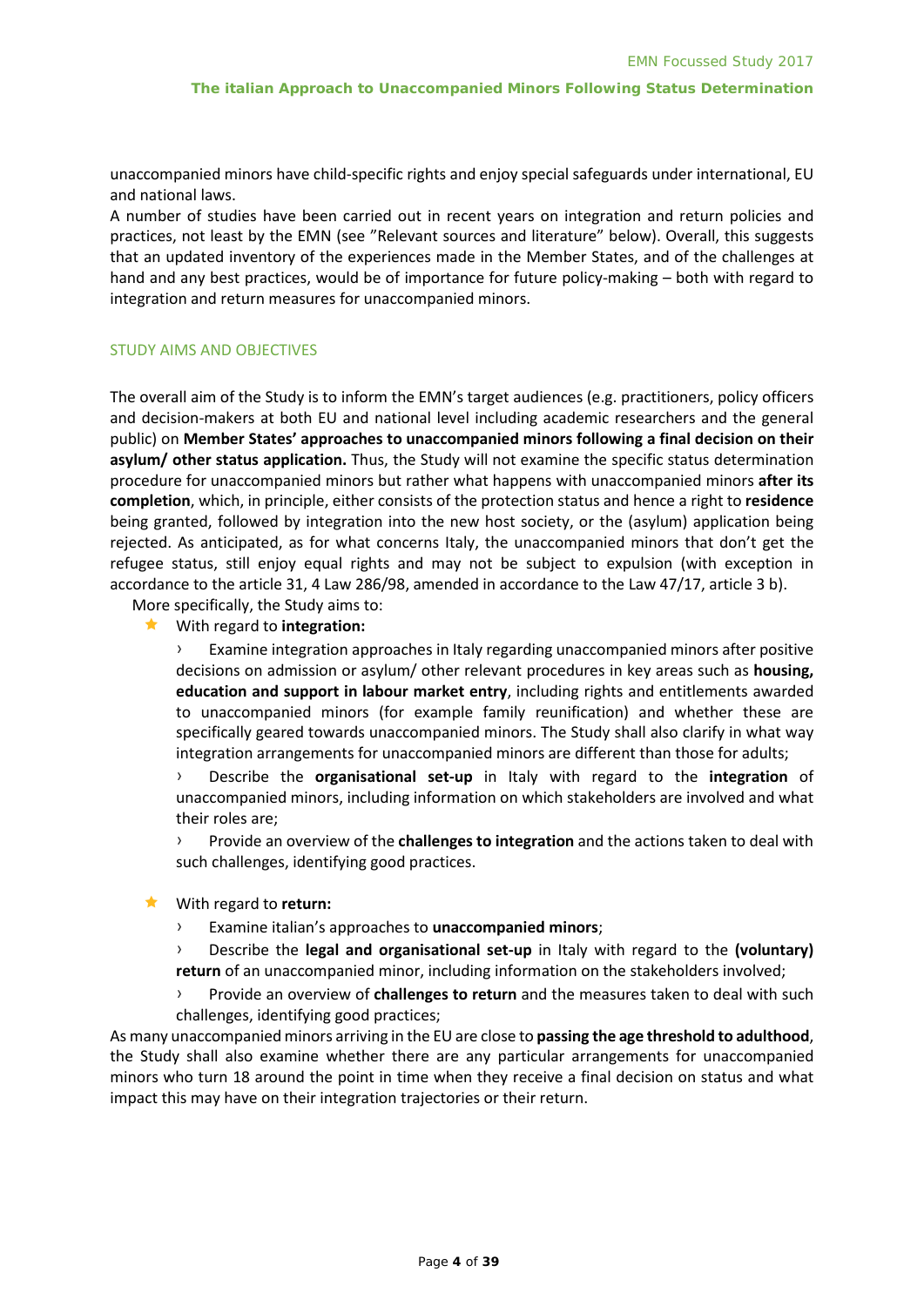unaccompanied minors have child-specific rights and enjoy special safeguards under international, EU and national laws.

A number of studies have been carried out in recent years on integration and return policies and practices, not least by the EMN (see "Relevant sources and literature" below). Overall, this suggests that an updated inventory of the experiences made in the Member States, and of the challenges at hand and any best practices, would be of importance for future policy-making – both with regard to integration and return measures for unaccompanied minors.

## STUDY AIMS AND OBJECTIVES

The overall aim of the Study is to inform the EMN's target audiences (e.g. practitioners, policy officers and decision-makers at both EU and national level including academic researchers and the general public) on **Member States' approaches to unaccompanied minors following a final decision on their asylum/ other status application.** Thus, the Study will not examine the specific status determination procedure for unaccompanied minors but rather what happens with unaccompanied minors **after its completion**, which, in principle, either consists of the protection status and hence a right to **residence** being granted, followed by integration into the new host society, or the (asylum) application being rejected. As anticipated, as for what concerns Italy, the unaccompanied minors that don't get the refugee status, still enjoy equal rights and may not be subject to expulsion (with exception in accordance to the article 31, 4 Law 286/98, amended in accordance to the Law 47/17, article 3 b).

More specifically, the Study aims to:

- With regard to **integration:**
  - Examine integration approaches in Italy regarding unaccompanied minors after positive decisions on admission or asylum/ other relevant procedures in key areas such as **housing, education and support in labour market entry**, including rights and entitlements awarded to unaccompanied minors (for example family reunification) and whether these are specifically geared towards unaccompanied minors. The Study shall also clarify in what way integration arrangements for unaccompanied minors are different than those for adults;
  - Describe the **organisational set-up** in Italy with regard to the **integration** of unaccompanied minors, including information on which stakeholders are involved and what their roles are;
  - Provide an overview of the **challenges to integration** and the actions taken to deal with such challenges, identifying good practices.
- With regard to **return:**
  - Examine italian's approaches to **unaccompanied minors**;
  - Describe the **legal and organisational set-up** in Italy with regard to the **(voluntary) return** of an unaccompanied minor, including information on the stakeholders involved;
  - Provide an overview of **challenges to return** and the measures taken to deal with such challenges, identifying good practices;

As many unaccompanied minors arriving in the EU are close to **passing the age threshold to adulthood**, the Study shall also examine whether there are any particular arrangements for unaccompanied minors who turn 18 around the point in time when they receive a final decision on status and what impact this may have on their integration trajectories or their return.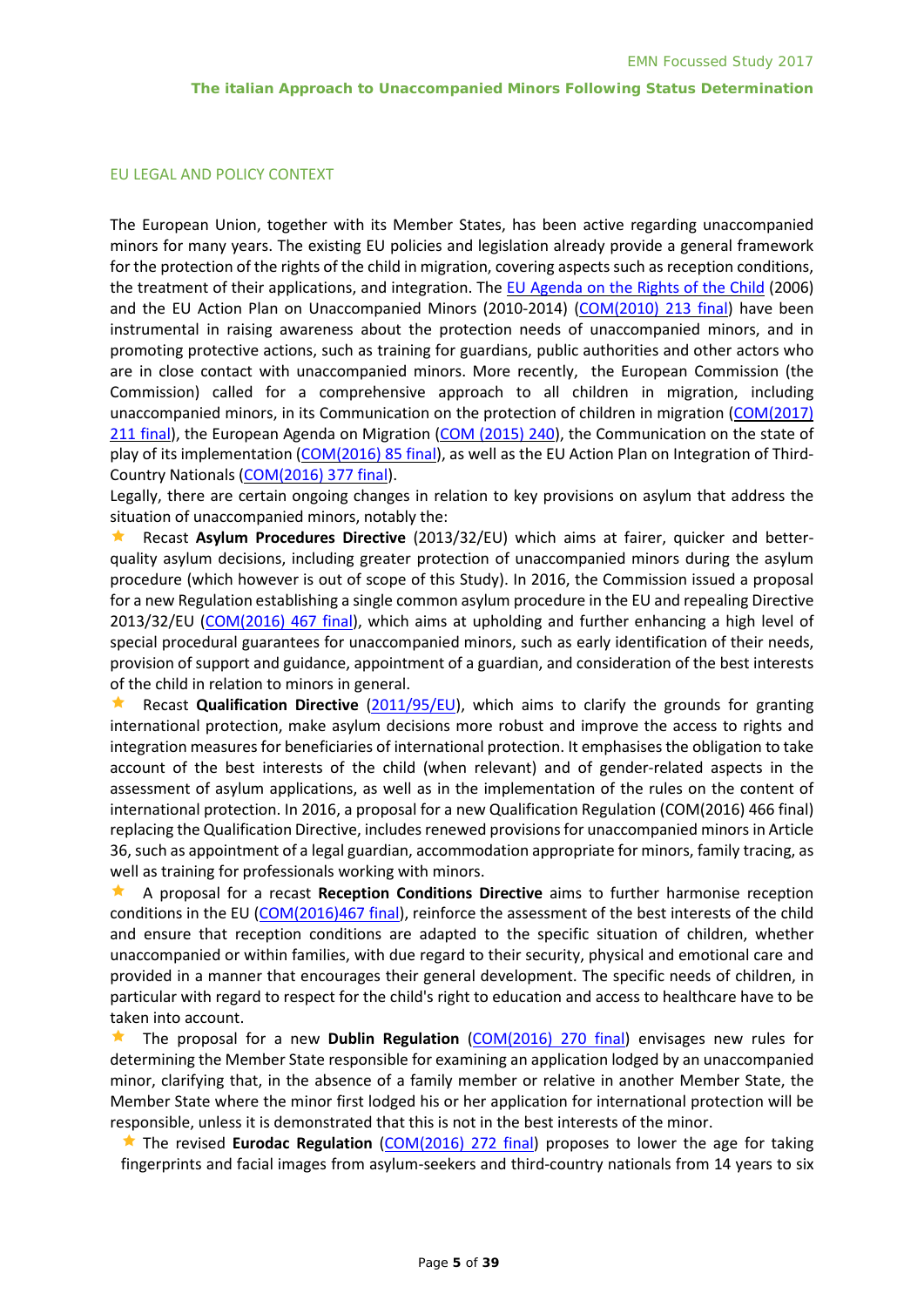## EU LEGAL AND POLICY CONTEXT

The European Union, together with its Member States, has been active regarding unaccompanied minors for many years. The existing EU policies and legislation already provide a general framework for the protection of the rights of the child in migration, covering aspects such as reception conditions, the treatment of their applications, and integration. The EU Agenda on the Rights of the Child (2006) and the EU Action Plan on Unaccompanied Minors (2010-2014) (COM(2010) 213 final) have been instrumental in raising awareness about the protection needs of unaccompanied minors, and in promoting protective actions, such as training for guardians, public authorities and other actors who are in close contact with unaccompanied minors. More recently, the European Commission (the Commission) called for a comprehensive approach to all children in migration, including unaccompanied minors, in its Communication on the protection of children in migration (COM(2017) 211 final), the European Agenda on Migration (COM (2015) 240), the Communication on the state of play of its implementation (COM(2016) 85 final), as well as the EU Action Plan on Integration of Third-Country Nationals (COM(2016) 377 final).

Legally, there are certain ongoing changes in relation to key provisions on asylum that address the situation of unaccompanied minors, notably the:

- Recast **Asylum Procedures Directive** (2013/32/EU) which aims at fairer, quicker and better-quality asylum decisions, including greater protection of unaccompanied minors during the asylum procedure (which however is out of scope of this Study). In 2016, the Commission issued a proposal for a new Regulation establishing a single common asylum procedure in the EU and repealing Directive 2013/32/EU (COM(2016) 467 final), which aims at upholding and further enhancing a high level of special procedural guarantees for unaccompanied minors, such as early identification of their needs, provision of support and guidance, appointment of a guardian, and consideration of the best interests of the child in relation to minors in general.
- Recast **Qualification Directive** (2011/95/EU), which aims to clarify the grounds for granting international protection, make asylum decisions more robust and improve the access to rights and integration measures for beneficiaries of international protection. It emphasises the obligation to take account of the best interests of the child (when relevant) and of gender-related aspects in the assessment of asylum applications, as well as in the implementation of the rules on the content of international protection. In 2016, a proposal for a new Qualification Regulation (COM(2016) 466 final) replacing the Qualification Directive, includes renewed provisions for unaccompanied minors in Article 36, such as appointment of a legal guardian, accommodation appropriate for minors, family tracing, as well as training for professionals working with minors.
- A proposal for a recast **Reception Conditions Directive** aims to further harmonise reception conditions in the EU (COM(2016)467 final), reinforce the assessment of the best interests of the child and ensure that reception conditions are adapted to the specific situation of children, whether unaccompanied or within families, with due regard to their security, physical and emotional care and provided in a manner that encourages their general development. The specific needs of children, in particular with regard to respect for the child's right to education and access to healthcare have to be taken into account.
- The proposal for a new **Dublin Regulation** (COM(2016) 270 final) envisages new rules for determining the Member State responsible for examining an application lodged by an unaccompanied minor, clarifying that, in the absence of a family member or relative in another Member State, the Member State where the minor first lodged his or her application for international protection will be responsible, unless it is demonstrated that this is not in the best interests of the minor.
- The revised **Eurodac Regulation** (COM(2016) 272 final) proposes to lower the age for taking fingerprints and facial images from asylum-seekers and third-country nationals from 14 years to six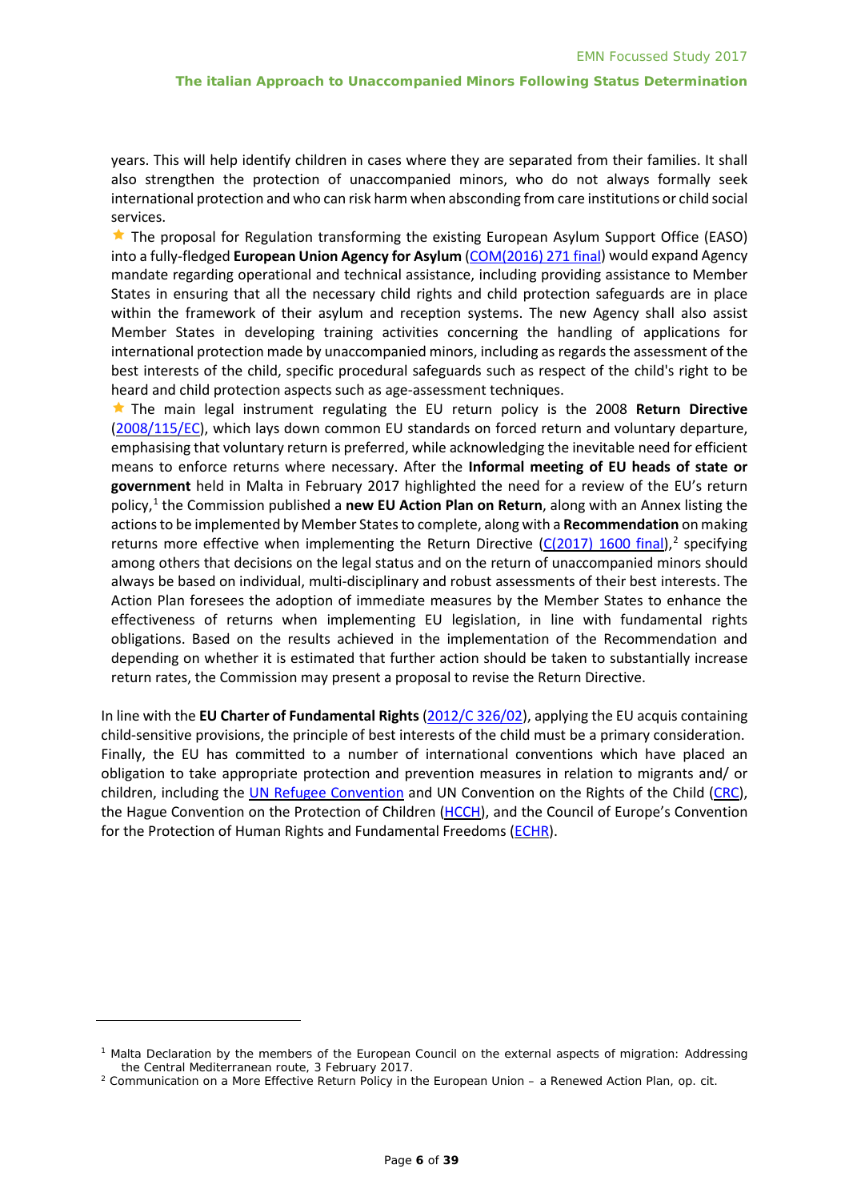years. This will help identify children in cases where they are separated from their families. It shall also strengthen the protection of unaccompanied minors, who do not always formally seek international protection and who can risk harm when absconding from care institutions or child social services.

- The proposal for Regulation transforming the existing European Asylum Support Office (EASO) into a fully-fledged **European Union Agency for Asylum** (COM(2016) 271 final) would expand Agency mandate regarding operational and technical assistance, including providing assistance to Member States in ensuring that all the necessary child rights and child protection safeguards are in place within the framework of their asylum and reception systems. The new Agency shall also assist Member States in developing training activities concerning the handling of applications for international protection made by unaccompanied minors, including as regards the assessment of the best interests of the child, specific procedural safeguards such as respect of the child's right to be heard and child protection aspects such as age-assessment techniques.
- The main legal instrument regulating the EU return policy is the 2008 **Return Directive** (2008/115/EC), which lays down common EU standards on forced return and voluntary departure, emphasising that voluntary return is preferred, while acknowledging the inevitable need for efficient means to enforce returns where necessary. After the **Informal meeting of EU heads of state or government** held in Malta in February 2017 highlighted the need for a review of the EU's return policy,[1] the Commission published a **new EU Action Plan on Return**, along with an Annex listing the actions to be implemented by Member States to complete, along with a **Recommendation** on making returns more effective when implementing the Return Directive (C(2017) 1600 final),[2] specifying among others that decisions on the legal status and on the return of unaccompanied minors should always be based on individual, multi-disciplinary and robust assessments of their best interests. The Action Plan foresees the adoption of immediate measures by the Member States to enhance the effectiveness of returns when implementing EU legislation, in line with fundamental rights obligations. Based on the results achieved in the implementation of the Recommendation and depending on whether it is estimated that further action should be taken to substantially increase return rates, the Commission may present a proposal to revise the Return Directive.

In line with the **EU Charter of Fundamental Rights** (2012/C 326/02), applying the EU acquis containing child-sensitive provisions, the principle of best interests of the child must be a primary consideration. Finally, the EU has committed to a number of international conventions which have placed an obligation to take appropriate protection and prevention measures in relation to migrants and/ or children, including the UN Refugee Convention and UN Convention on the Rights of the Child (CRC), the Hague Convention on the Protection of Children (HCCH), and the Council of Europe's Convention for the Protection of Human Rights and Fundamental Freedoms (ECHR).

---

[1] Malta Declaration by the members of the European Council on the external aspects of migration: Addressing the Central Mediterranean route, 3 February 2017.

[2] Communication on a More Effective Return Policy in the European Union – a Renewed Action Plan, op. cit.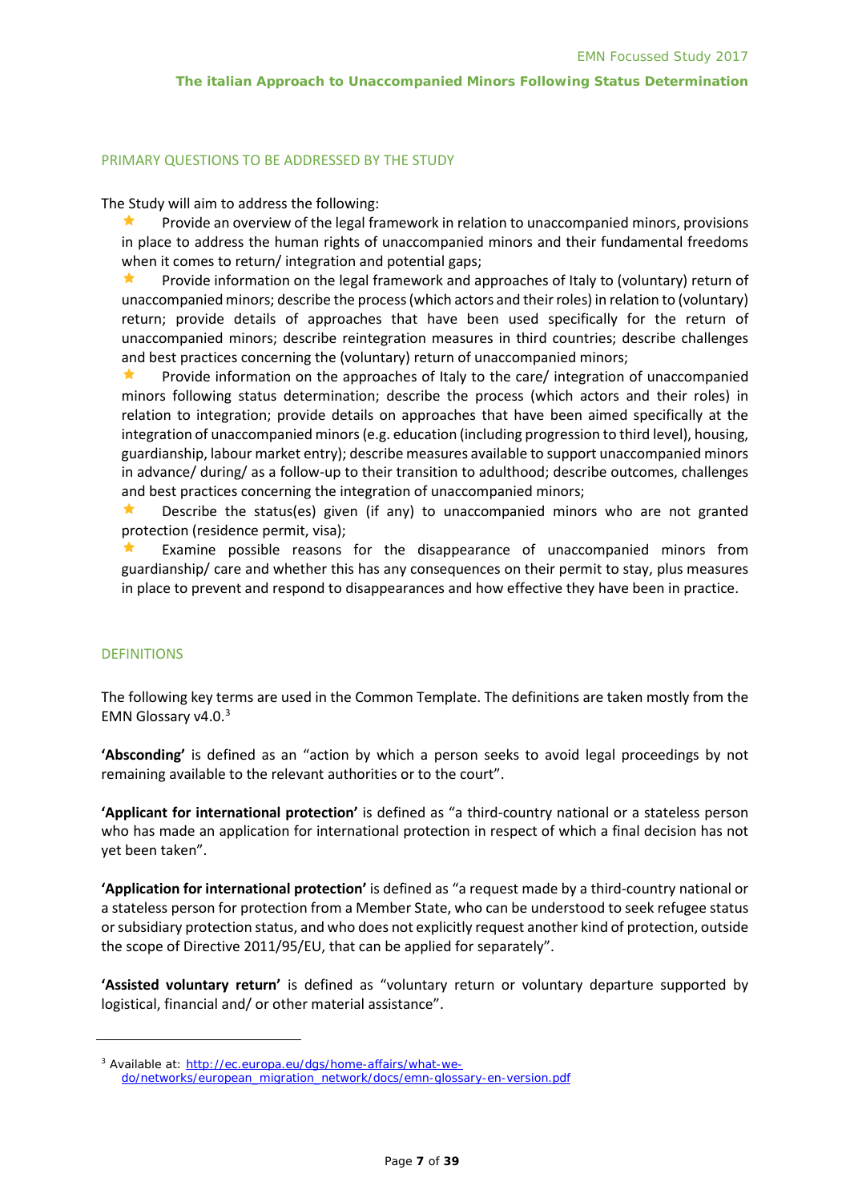## PRIMARY QUESTIONS TO BE ADDRESSED BY THE STUDY

The Study will aim to address the following:

- Provide an overview of the legal framework in relation to unaccompanied minors, provisions in place to address the human rights of unaccompanied minors and their fundamental freedoms when it comes to return/ integration and potential gaps;
- Provide information on the legal framework and approaches of Italy to (voluntary) return of unaccompanied minors; describe the process (which actors and their roles) in relation to (voluntary) return; provide details of approaches that have been used specifically for the return of unaccompanied minors; describe reintegration measures in third countries; describe challenges and best practices concerning the (voluntary) return of unaccompanied minors;
- Provide information on the approaches of Italy to the care/ integration of unaccompanied minors following status determination; describe the process (which actors and their roles) in relation to integration; provide details on approaches that have been aimed specifically at the integration of unaccompanied minors (e.g. education (including progression to third level), housing, guardianship, labour market entry); describe measures available to support unaccompanied minors in advance/ during/ as a follow-up to their transition to adulthood; describe outcomes, challenges and best practices concerning the integration of unaccompanied minors;
- Describe the status(es) given (if any) to unaccompanied minors who are not granted protection (residence permit, visa);
- Examine possible reasons for the disappearance of unaccompanied minors from guardianship/ care and whether this has any consequences on their permit to stay, plus measures in place to prevent and respond to disappearances and how effective they have been in practice.

## DEFINITIONS

The following key terms are used in the Common Template. The definitions are taken mostly from the EMN Glossary v4.0.[3]

**'Absconding'** is defined as an "action by which a person seeks to avoid legal proceedings by not remaining available to the relevant authorities or to the court".

**'Applicant for international protection'** is defined as "a third-country national or a stateless person who has made an application for international protection in respect of which a final decision has not yet been taken".

**'Application for international protection'** is defined as "a request made by a third-country national or a stateless person for protection from a Member State, who can be understood to seek refugee status or subsidiary protection status, and who does not explicitly request another kind of protection, outside the scope of Directive 2011/95/EU, that can be applied for separately".

**'Assisted voluntary return'** is defined as "voluntary return or voluntary departure supported by logistical, financial and/ or other material assistance".

---

[3] Available at: http://ec.europa.eu/dgs/home-affairs/what-we-do/networks/european_migration_network/docs/emn-glossary-en-version.pdf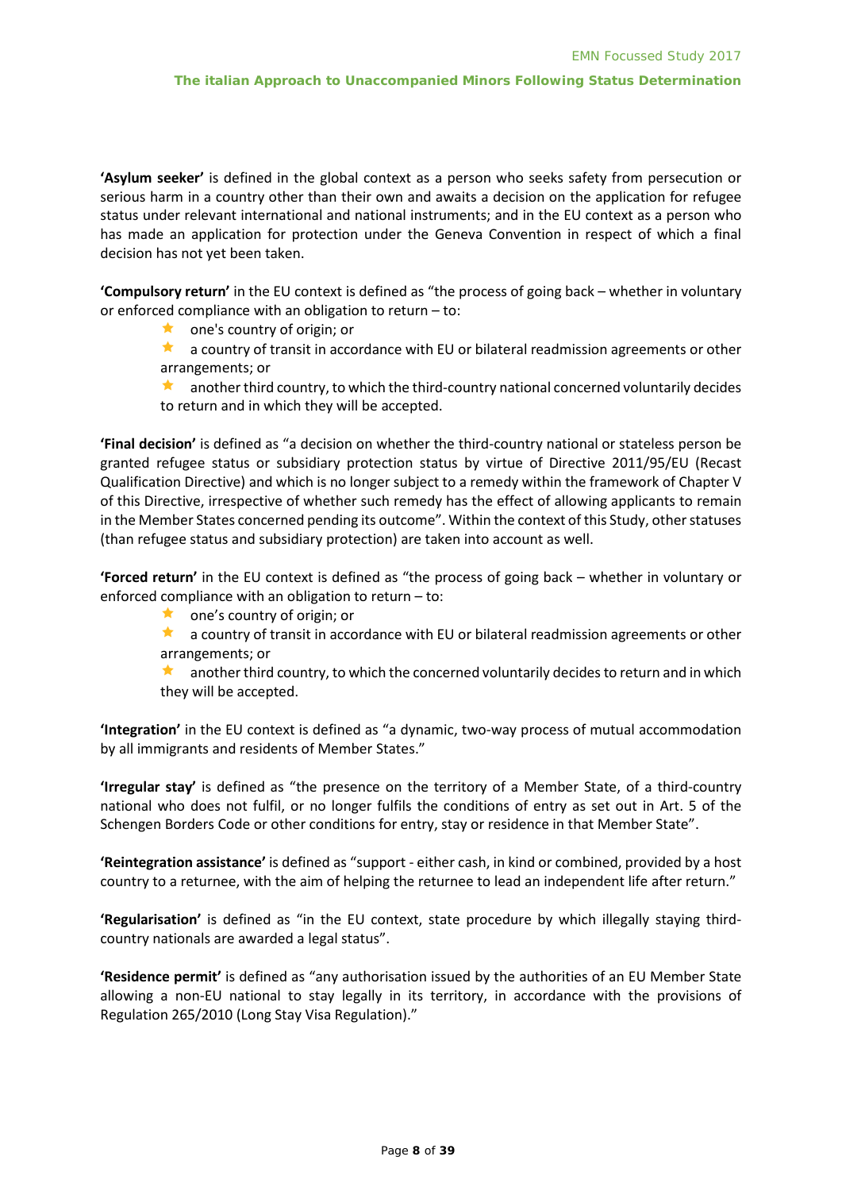**'Asylum seeker'** is defined in the global context as a person who seeks safety from persecution or serious harm in a country other than their own and awaits a decision on the application for refugee status under relevant international and national instruments; and in the EU context as a person who has made an application for protection under the Geneva Convention in respect of which a final decision has not yet been taken.

**'Compulsory return'** in the EU context is defined as "the process of going back – whether in voluntary or enforced compliance with an obligation to return – to:

- one's country of origin; or
- a country of transit in accordance with EU or bilateral readmission agreements or other arrangements; or
- another third country, to which the third-country national concerned voluntarily decides to return and in which they will be accepted.

**'Final decision'** is defined as "a decision on whether the third-country national or stateless person be granted refugee status or subsidiary protection status by virtue of Directive 2011/95/EU (Recast Qualification Directive) and which is no longer subject to a remedy within the framework of Chapter V of this Directive, irrespective of whether such remedy has the effect of allowing applicants to remain in the Member States concerned pending its outcome". Within the context of this Study, other statuses (than refugee status and subsidiary protection) are taken into account as well.

**'Forced return'** in the EU context is defined as "the process of going back – whether in voluntary or enforced compliance with an obligation to return – to:

- one's country of origin; or
- a country of transit in accordance with EU or bilateral readmission agreements or other arrangements; or
- another third country, to which the concerned voluntarily decides to return and in which they will be accepted.

**'Integration'** in the EU context is defined as "a dynamic, two-way process of mutual accommodation by all immigrants and residents of Member States."

**'Irregular stay'** is defined as "the presence on the territory of a Member State, of a third-country national who does not fulfil, or no longer fulfils the conditions of entry as set out in Art. 5 of the Schengen Borders Code or other conditions for entry, stay or residence in that Member State".

**'Reintegration assistance'** is defined as "support - either cash, in kind or combined, provided by a host country to a returnee, with the aim of helping the returnee to lead an independent life after return."

**'Regularisation'** is defined as "in the EU context, state procedure by which illegally staying third-country nationals are awarded a legal status".

**'Residence permit'** is defined as "any authorisation issued by the authorities of an EU Member State allowing a non-EU national to stay legally in its territory, in accordance with the provisions of Regulation 265/2010 (Long Stay Visa Regulation)."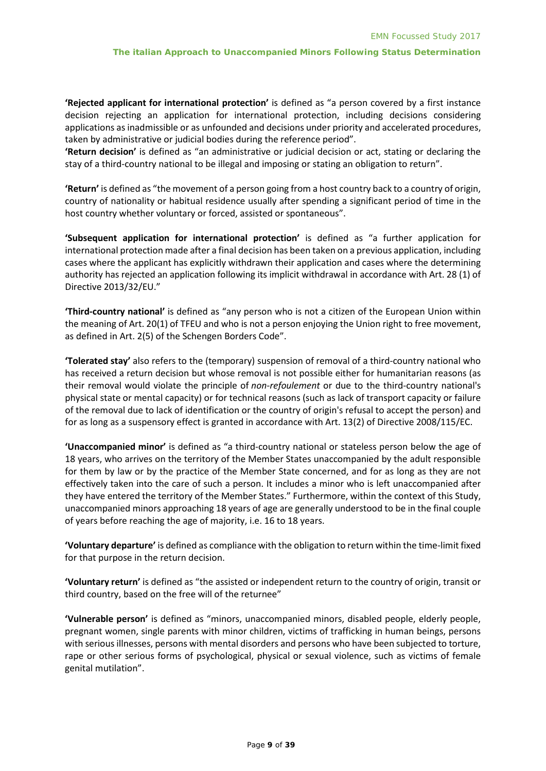**'Rejected applicant for international protection'** is defined as "a person covered by a first instance decision rejecting an application for international protection, including decisions considering applications as inadmissible or as unfounded and decisions under priority and accelerated procedures, taken by administrative or judicial bodies during the reference period".

**'Return decision'** is defined as "an administrative or judicial decision or act, stating or declaring the stay of a third-country national to be illegal and imposing or stating an obligation to return".

**'Return'** is defined as "the movement of a person going from a host country back to a country of origin, country of nationality or habitual residence usually after spending a significant period of time in the host country whether voluntary or forced, assisted or spontaneous".

**'Subsequent application for international protection'** is defined as "a further application for international protection made after a final decision has been taken on a previous application, including cases where the applicant has explicitly withdrawn their application and cases where the determining authority has rejected an application following its implicit withdrawal in accordance with Art. 28 (1) of Directive 2013/32/EU."

**'Third-country national'** is defined as "any person who is not a citizen of the European Union within the meaning of Art. 20(1) of TFEU and who is not a person enjoying the Union right to free movement, as defined in Art. 2(5) of the Schengen Borders Code".

**'Tolerated stay'** also refers to the (temporary) suspension of removal of a third-country national who has received a return decision but whose removal is not possible either for humanitarian reasons (as their removal would violate the principle of *non-refoulement* or due to the third-country national's physical state or mental capacity) or for technical reasons (such as lack of transport capacity or failure of the removal due to lack of identification or the country of origin's refusal to accept the person) and for as long as a suspensory effect is granted in accordance with Art. 13(2) of Directive 2008/115/EC.

**'Unaccompanied minor'** is defined as "a third-country national or stateless person below the age of 18 years, who arrives on the territory of the Member States unaccompanied by the adult responsible for them by law or by the practice of the Member State concerned, and for as long as they are not effectively taken into the care of such a person. It includes a minor who is left unaccompanied after they have entered the territory of the Member States." Furthermore, within the context of this Study, unaccompanied minors approaching 18 years of age are generally understood to be in the final couple of years before reaching the age of majority, i.e. 16 to 18 years.

**'Voluntary departure'** is defined as compliance with the obligation to return within the time-limit fixed for that purpose in the return decision.

**'Voluntary return'** is defined as "the assisted or independent return to the country of origin, transit or third country, based on the free will of the returnee"

**'Vulnerable person'** is defined as "minors, unaccompanied minors, disabled people, elderly people, pregnant women, single parents with minor children, victims of trafficking in human beings, persons with serious illnesses, persons with mental disorders and persons who have been subjected to torture, rape or other serious forms of psychological, physical or sexual violence, such as victims of female genital mutilation".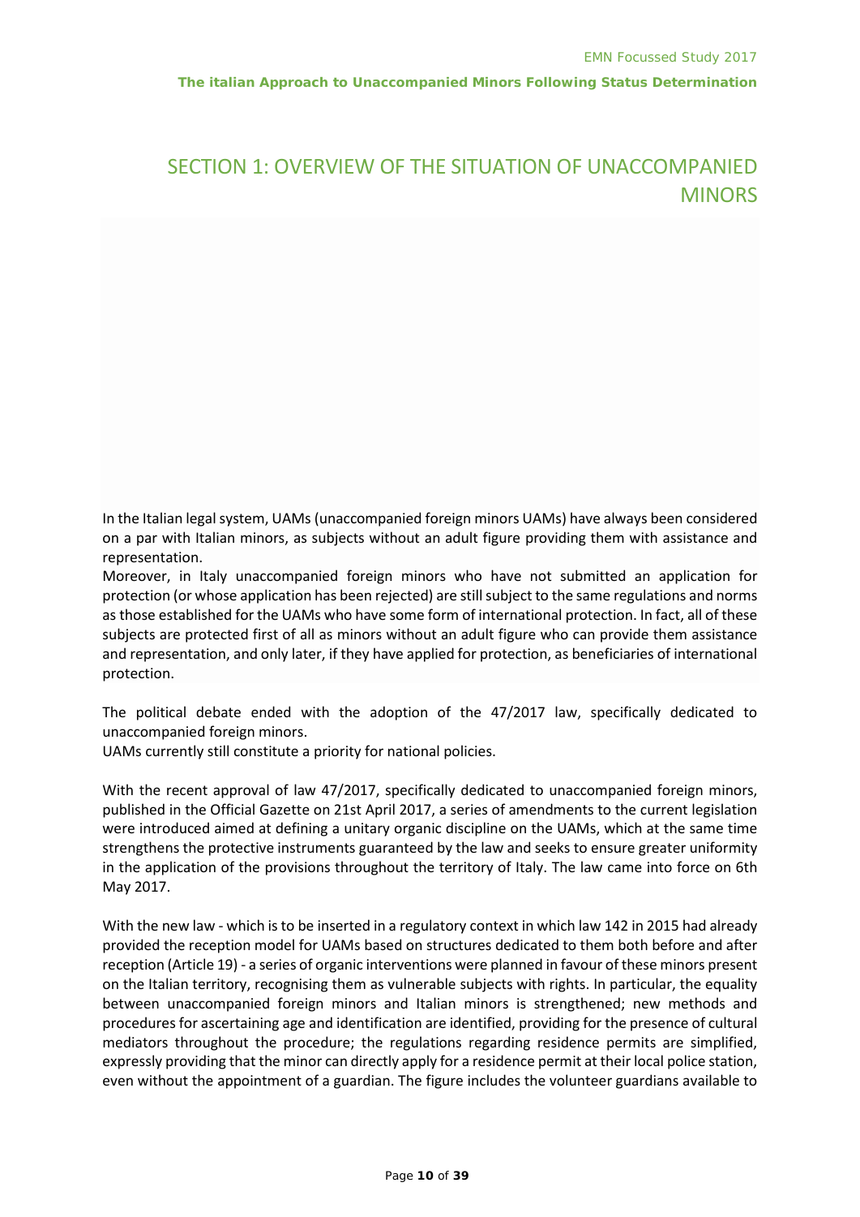# SECTION 1: OVERVIEW OF THE SITUATION OF UNACCOMPANIED MINORS

In the Italian legal system, UAMs (unaccompanied foreign minors UAMs) have always been considered on a par with Italian minors, as subjects without an adult figure providing them with assistance and representation.
Moreover, in Italy unaccompanied foreign minors who have not submitted an application for protection (or whose application has been rejected) are still subject to the same regulations and norms as those established for the UAMs who have some form of international protection. In fact, all of these subjects are protected first of all as minors without an adult figure who can provide them assistance and representation, and only later, if they have applied for protection, as beneficiaries of international protection.

The political debate ended with the adoption of the 47/2017 law, specifically dedicated to unaccompanied foreign minors.
UAMs currently still constitute a priority for national policies.

With the recent approval of law 47/2017, specifically dedicated to unaccompanied foreign minors, published in the Official Gazette on 21st April 2017, a series of amendments to the current legislation were introduced aimed at defining a unitary organic discipline on the UAMs, which at the same time strengthens the protective instruments guaranteed by the law and seeks to ensure greater uniformity in the application of the provisions throughout the territory of Italy. The law came into force on 6th May 2017.

With the new law - which is to be inserted in a regulatory context in which law 142 in 2015 had already provided the reception model for UAMs based on structures dedicated to them both before and after reception (Article 19) - a series of organic interventions were planned in favour of these minors present on the Italian territory, recognising them as vulnerable subjects with rights. In particular, the equality between unaccompanied foreign minors and Italian minors is strengthened; new methods and procedures for ascertaining age and identification are identified, providing for the presence of cultural mediators throughout the procedure; the regulations regarding residence permits are simplified, expressly providing that the minor can directly apply for a residence permit at their local police station, even without the appointment of a guardian. The figure includes the volunteer guardians available to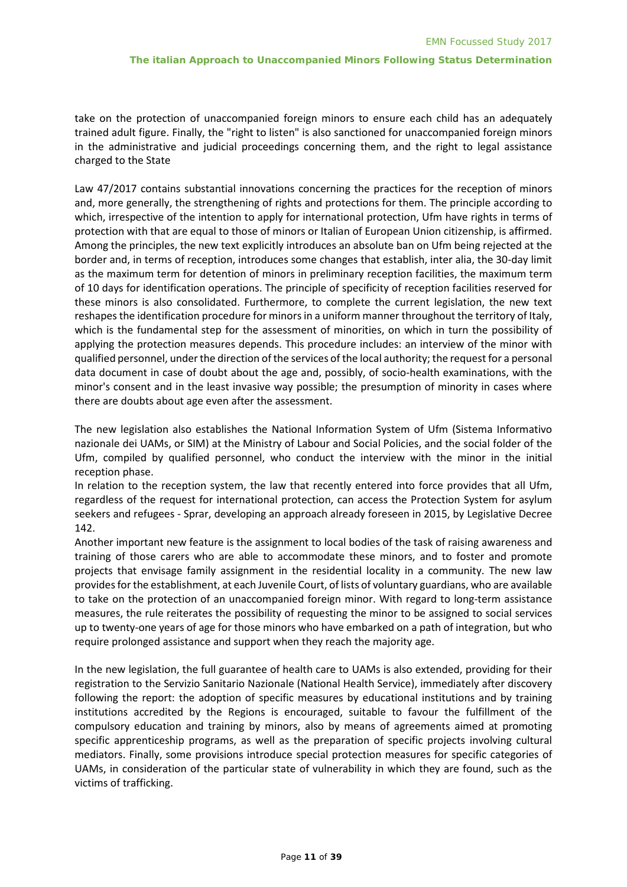take on the protection of unaccompanied foreign minors to ensure each child has an adequately trained adult figure. Finally, the "right to listen" is also sanctioned for unaccompanied foreign minors in the administrative and judicial proceedings concerning them, and the right to legal assistance charged to the State

Law 47/2017 contains substantial innovations concerning the practices for the reception of minors and, more generally, the strengthening of rights and protections for them. The principle according to which, irrespective of the intention to apply for international protection, Ufm have rights in terms of protection with that are equal to those of minors or Italian of European Union citizenship, is affirmed. Among the principles, the new text explicitly introduces an absolute ban on Ufm being rejected at the border and, in terms of reception, introduces some changes that establish, inter alia, the 30-day limit as the maximum term for detention of minors in preliminary reception facilities, the maximum term of 10 days for identification operations. The principle of specificity of reception facilities reserved for these minors is also consolidated. Furthermore, to complete the current legislation, the new text reshapes the identification procedure for minors in a uniform manner throughout the territory of Italy, which is the fundamental step for the assessment of minorities, on which in turn the possibility of applying the protection measures depends. This procedure includes: an interview of the minor with qualified personnel, under the direction of the services of the local authority; the request for a personal data document in case of doubt about the age and, possibly, of socio-health examinations, with the minor's consent and in the least invasive way possible; the presumption of minority in cases where there are doubts about age even after the assessment.

The new legislation also establishes the National Information System of Ufm (Sistema Informativo nazionale dei UAMs, or SIM) at the Ministry of Labour and Social Policies, and the social folder of the Ufm, compiled by qualified personnel, who conduct the interview with the minor in the initial reception phase.

In relation to the reception system, the law that recently entered into force provides that all Ufm, regardless of the request for international protection, can access the Protection System for asylum seekers and refugees - Sprar, developing an approach already foreseen in 2015, by Legislative Decree 142.

Another important new feature is the assignment to local bodies of the task of raising awareness and training of those carers who are able to accommodate these minors, and to foster and promote projects that envisage family assignment in the residential locality in a community. The new law provides for the establishment, at each Juvenile Court, of lists of voluntary guardians, who are available to take on the protection of an unaccompanied foreign minor. With regard to long-term assistance measures, the rule reiterates the possibility of requesting the minor to be assigned to social services up to twenty-one years of age for those minors who have embarked on a path of integration, but who require prolonged assistance and support when they reach the majority age.

In the new legislation, the full guarantee of health care to UAMs is also extended, providing for their registration to the Servizio Sanitario Nazionale (National Health Service), immediately after discovery following the report: the adoption of specific measures by educational institutions and by training institutions accredited by the Regions is encouraged, suitable to favour the fulfillment of the compulsory education and training by minors, also by means of agreements aimed at promoting specific apprenticeship programs, as well as the preparation of specific projects involving cultural mediators. Finally, some provisions introduce special protection measures for specific categories of UAMs, in consideration of the particular state of vulnerability in which they are found, such as the victims of trafficking.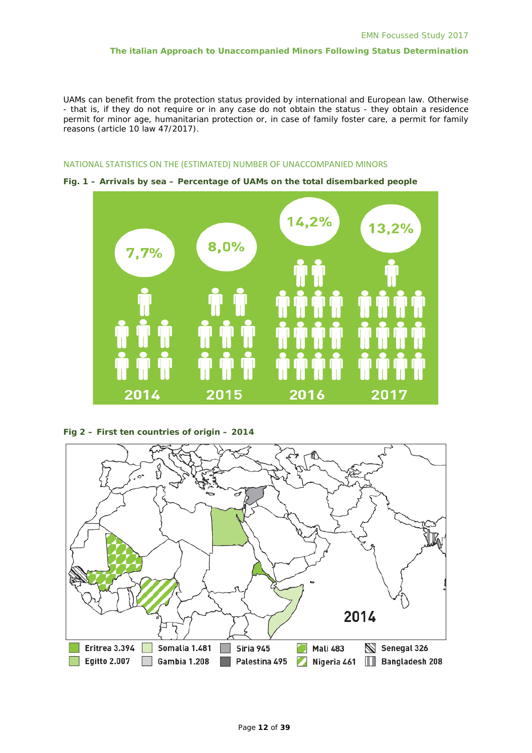UAMs can benefit from the protection status provided by international and European law. Otherwise - that is, if they do not require or in any case do not obtain the status - they obtain a residence permit for minor age, humanitarian protection or, in case of family foster care, a permit for family reasons (article 10 law 47/2017).

## NATIONAL STATISTICS ON THE (ESTIMATED) NUMBER OF UNACCOMPANIED MINORS

**Fig. 1 – Arrivals by sea – Percentage of UAMs on the total disembarked people**

| 2014 | 2015 | 2016 | 2017 |
|---|---|---|---|
| 7,7% | 8,0% | 14,2% | 13,2% |

**Fig 2 – First ten countries of origin – 2014**

| Country | Number |
|---|---|
| Eritrea | 3.394 |
| Egitto | 2.007 |
| Somalia | 1.481 |
| Gambia | 1.208 |
| Siria | 945 |
| Palestina | 495 |
| Mali | 483 |
| Nigeria | 461 |
| Senegal | 326 |
| Bangladesh | 208 |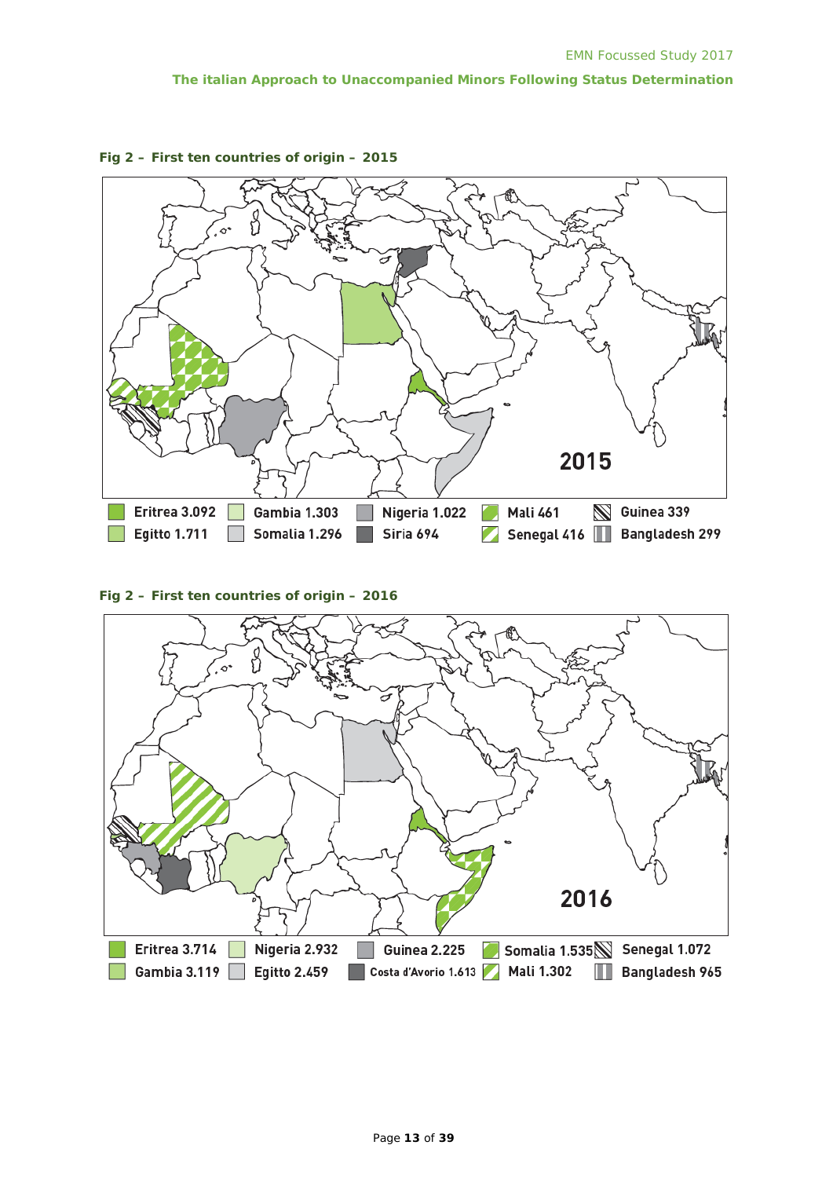**Fig 2 – First ten countries of origin – 2015**

2015

Eritrea 3.092 | Gambia 1.303 | Nigeria 1.022 | Mali 461 | Guinea 339
Egitto 1.711 | Somalia 1.296 | Siria 694 | Senegal 416 | Bangladesh 299

**Fig 2 – First ten countries of origin – 2016**

2016

Eritrea 3.714 | Nigeria 2.932 | Guinea 2.225 | Somalia 1.535 | Senegal 1.072
Gambia 3.119 | Egitto 2.459 | Costa d'Avorio 1.613 | Mali 1.302 | Bangladesh 965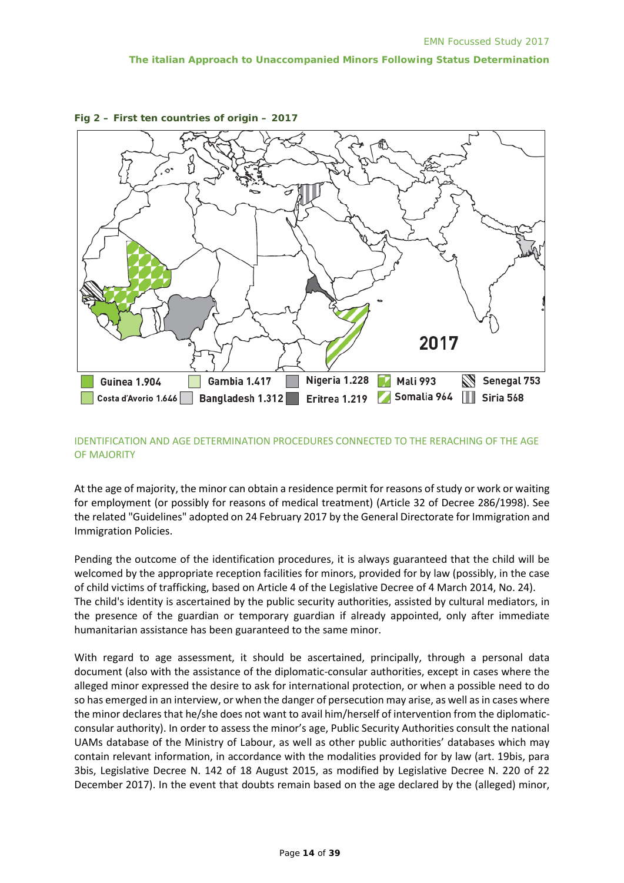**Fig 2 – First ten countries of origin – 2017**

| Country | Number |
|---|---|
| Guinea | 1.904 |
| Gambia | 1.417 |
| Nigeria | 1.228 |
| Mali | 993 |
| Senegal | 753 |
| Costa d'Avorio | 1.646 |
| Bangladesh | 1.312 |
| Eritrea | 1.219 |
| Somalia | 964 |
| Siria | 568 |

IDENTIFICATION AND AGE DETERMINATION PROCEDURES CONNECTED TO THE RERACHING OF THE AGE OF MAJORITY

At the age of majority, the minor can obtain a residence permit for reasons of study or work or waiting for employment (or possibly for reasons of medical treatment) (Article 32 of Decree 286/1998). See the related "Guidelines" adopted on 24 February 2017 by the General Directorate for Immigration and Immigration Policies.

Pending the outcome of the identification procedures, it is always guaranteed that the child will be welcomed by the appropriate reception facilities for minors, provided for by law (possibly, in the case of child victims of trafficking, based on Article 4 of the Legislative Decree of 4 March 2014, No. 24).
The child's identity is ascertained by the public security authorities, assisted by cultural mediators, in the presence of the guardian or temporary guardian if already appointed, only after immediate humanitarian assistance has been guaranteed to the same minor.

With regard to age assessment, it should be ascertained, principally, through a personal data document (also with the assistance of the diplomatic-consular authorities, except in cases where the alleged minor expressed the desire to ask for international protection, or when a possible need to do so has emerged in an interview, or when the danger of persecution may arise, as well as in cases where the minor declares that he/she does not want to avail him/herself of intervention from the diplomatic-consular authority). In order to assess the minor's age, Public Security Authorities consult the national UAMs database of the Ministry of Labour, as well as other public authorities' databases which may contain relevant information, in accordance with the modalities provided for by law (art. 19bis, para 3bis, Legislative Decree N. 142 of 18 August 2015, as modified by Legislative Decree N. 220 of 22 December 2017). In the event that doubts remain based on the age declared by the (alleged) minor,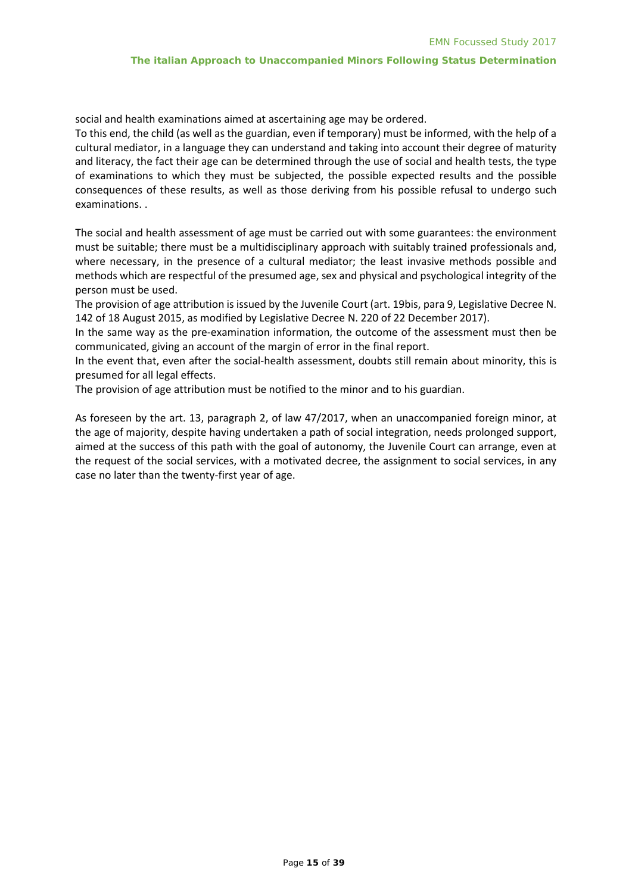social and health examinations aimed at ascertaining age may be ordered.
To this end, the child (as well as the guardian, even if temporary) must be informed, with the help of a cultural mediator, in a language they can understand and taking into account their degree of maturity and literacy, the fact their age can be determined through the use of social and health tests, the type of examinations to which they must be subjected, the possible expected results and the possible consequences of these results, as well as those deriving from his possible refusal to undergo such examinations. .

The social and health assessment of age must be carried out with some guarantees: the environment must be suitable; there must be a multidisciplinary approach with suitably trained professionals and, where necessary, in the presence of a cultural mediator; the least invasive methods possible and methods which are respectful of the presumed age, sex and physical and psychological integrity of the person must be used.
The provision of age attribution is issued by the Juvenile Court (art. 19bis, para 9, Legislative Decree N. 142 of 18 August 2015, as modified by Legislative Decree N. 220 of 22 December 2017).
In the same way as the pre-examination information, the outcome of the assessment must then be communicated, giving an account of the margin of error in the final report.
In the event that, even after the social-health assessment, doubts still remain about minority, this is presumed for all legal effects.
The provision of age attribution must be notified to the minor and to his guardian.

As foreseen by the art. 13, paragraph 2, of law 47/2017, when an unaccompanied foreign minor, at the age of majority, despite having undertaken a path of social integration, needs prolonged support, aimed at the success of this path with the goal of autonomy, the Juvenile Court can arrange, even at the request of the social services, with a motivated decree, the assignment to social services, in any case no later than the twenty-first year of age.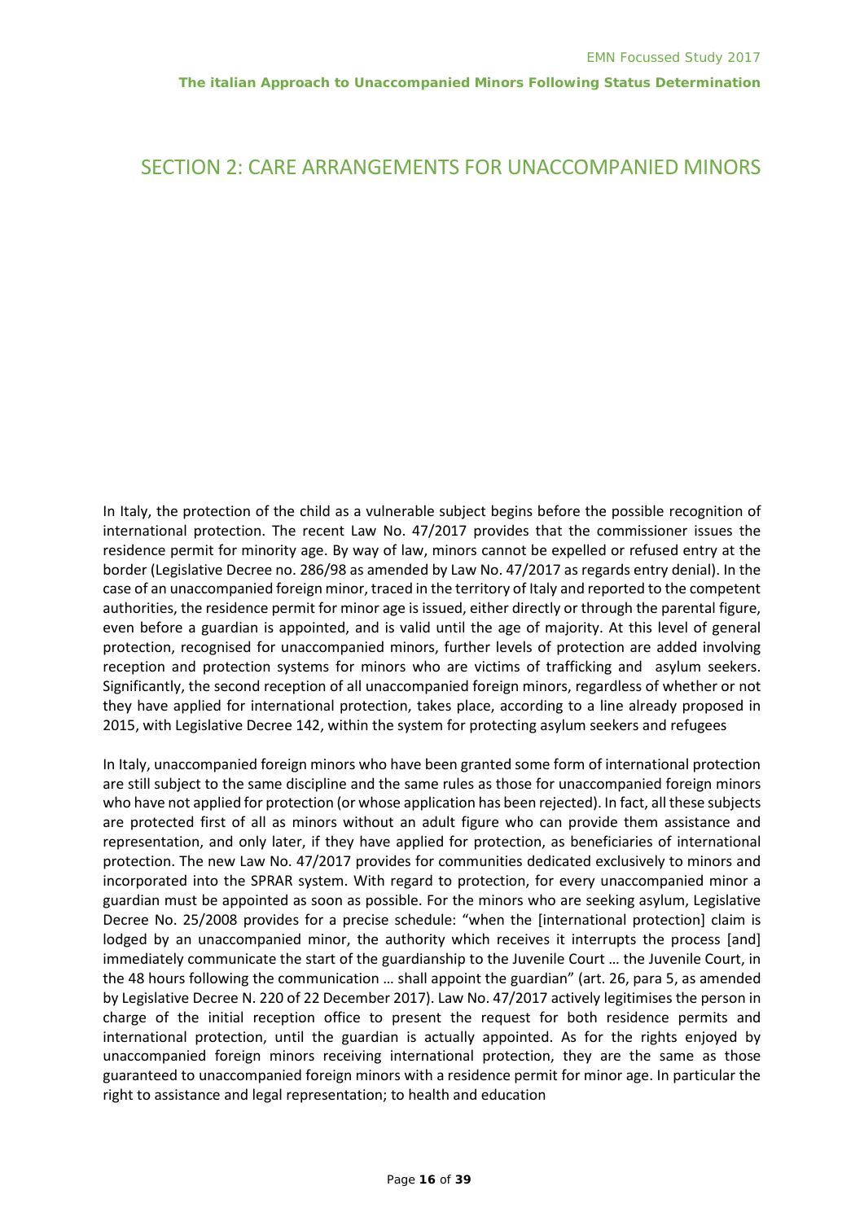# SECTION 2: CARE ARRANGEMENTS FOR UNACCOMPANIED MINORS

In Italy, the protection of the child as a vulnerable subject begins before the possible recognition of international protection. The recent Law No. 47/2017 provides that the commissioner issues the residence permit for minority age. By way of law, minors cannot be expelled or refused entry at the border (Legislative Decree no. 286/98 as amended by Law No. 47/2017 as regards entry denial). In the case of an unaccompanied foreign minor, traced in the territory of Italy and reported to the competent authorities, the residence permit for minor age is issued, either directly or through the parental figure, even before a guardian is appointed, and is valid until the age of majority. At this level of general protection, recognised for unaccompanied minors, further levels of protection are added involving reception and protection systems for minors who are victims of trafficking and asylum seekers. Significantly, the second reception of all unaccompanied foreign minors, regardless of whether or not they have applied for international protection, takes place, according to a line already proposed in 2015, with Legislative Decree 142, within the system for protecting asylum seekers and refugees

In Italy, unaccompanied foreign minors who have been granted some form of international protection are still subject to the same discipline and the same rules as those for unaccompanied foreign minors who have not applied for protection (or whose application has been rejected). In fact, all these subjects are protected first of all as minors without an adult figure who can provide them assistance and representation, and only later, if they have applied for protection, as beneficiaries of international protection. The new Law No. 47/2017 provides for communities dedicated exclusively to minors and incorporated into the SPRAR system. With regard to protection, for every unaccompanied minor a guardian must be appointed as soon as possible. For the minors who are seeking asylum, Legislative Decree No. 25/2008 provides for a precise schedule: "when the [international protection] claim is lodged by an unaccompanied minor, the authority which receives it interrupts the process [and] immediately communicate the start of the guardianship to the Juvenile Court … the Juvenile Court, in the 48 hours following the communication … shall appoint the guardian" (art. 26, para 5, as amended by Legislative Decree N. 220 of 22 December 2017). Law No. 47/2017 actively legitimises the person in charge of the initial reception office to present the request for both residence permits and international protection, until the guardian is actually appointed. As for the rights enjoyed by unaccompanied foreign minors receiving international protection, they are the same as those guaranteed to unaccompanied foreign minors with a residence permit for minor age. In particular the right to assistance and legal representation; to health and education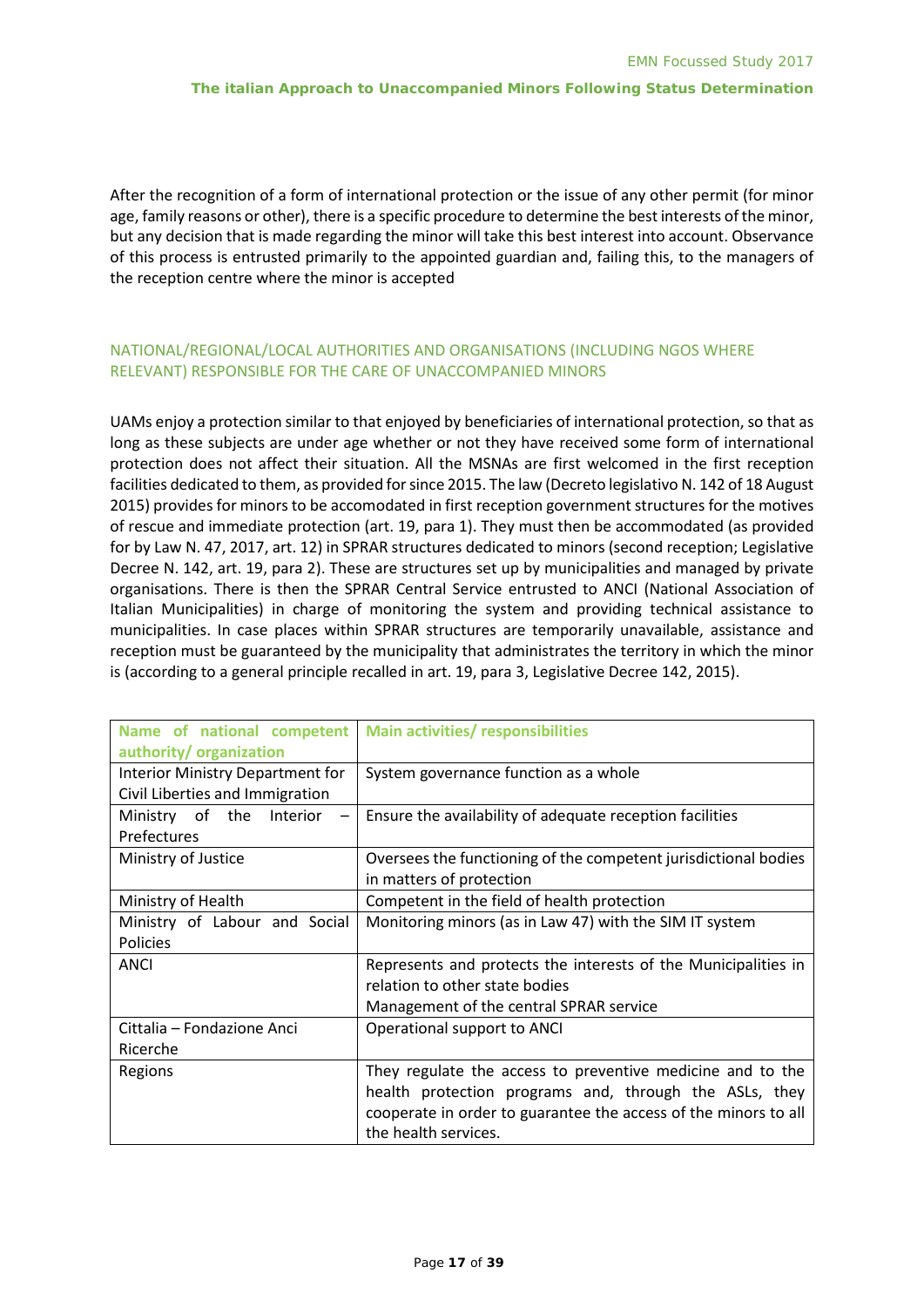After the recognition of a form of international protection or the issue of any other permit (for minor age, family reasons or other), there is a specific procedure to determine the best interests of the minor, but any decision that is made regarding the minor will take this best interest into account. Observance of this process is entrusted primarily to the appointed guardian and, failing this, to the managers of the reception centre where the minor is accepted

## NATIONAL/REGIONAL/LOCAL AUTHORITIES AND ORGANISATIONS (INCLUDING NGOS WHERE RELEVANT) RESPONSIBLE FOR THE CARE OF UNACCOMPANIED MINORS

UAMs enjoy a protection similar to that enjoyed by beneficiaries of international protection, so that as long as these subjects are under age whether or not they have received some form of international protection does not affect their situation. All the MSNAs are first welcomed in the first reception facilities dedicated to them, as provided for since 2015. The law (Decreto legislativo N. 142 of 18 August 2015) provides for minors to be accomodated in first reception government structures for the motives of rescue and immediate protection (art. 19, para 1). They must then be accommodated (as provided for by Law N. 47, 2017, art. 12) in SPRAR structures dedicated to minors (second reception; Legislative Decree N. 142, art. 19, para 2). These are structures set up by municipalities and managed by private organisations. There is then the SPRAR Central Service entrusted to ANCI (National Association of Italian Municipalities) in charge of monitoring the system and providing technical assistance to municipalities. In case places within SPRAR structures are temporarily unavailable, assistance and reception must be guaranteed by the municipality that administrates the territory in which the minor is (according to a general principle recalled in art. 19, para 3, Legislative Decree 142, 2015).

| Name of national competent authority/ organization | Main activities/ responsibilities |
|---|---|
| Interior Ministry Department for Civil Liberties and Immigration | System governance function as a whole |
| Ministry of the Interior – Prefectures | Ensure the availability of adequate reception facilities |
| Ministry of Justice | Oversees the functioning of the competent jurisdictional bodies in matters of protection |
| Ministry of Health | Competent in the field of health protection |
| Ministry of Labour and Social Policies | Monitoring minors (as in Law 47) with the SIM IT system |
| ANCI | Represents and protects the interests of the Municipalities in relation to other state bodies<br>Management of the central SPRAR service |
| Cittalia – Fondazione Anci Ricerche | Operational support to ANCI |
| Regions | They regulate the access to preventive medicine and to the health protection programs and, through the ASLs, they cooperate in order to guarantee the access of the minors to all the health services. |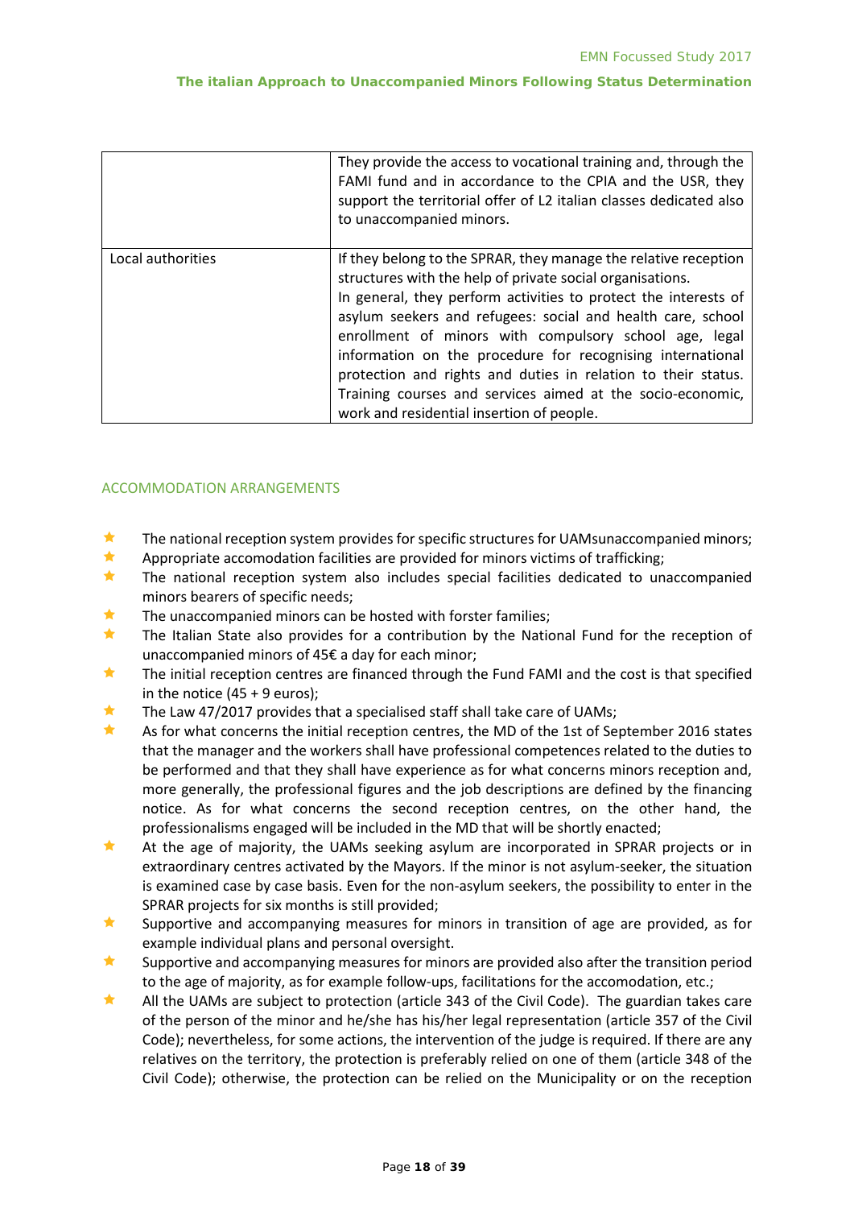| | |
|---|---|
| | They provide the access to vocational training and, through the FAMI fund and in accordance to the CPIA and the USR, they support the territorial offer of L2 italian classes dedicated also to unaccompanied minors. |
| Local authorities | If they belong to the SPRAR, they manage the relative reception structures with the help of private social organisations. In general, they perform activities to protect the interests of asylum seekers and refugees: social and health care, school enrollment of minors with compulsory school age, legal information on the procedure for recognising international protection and rights and duties in relation to their status. Training courses and services aimed at the socio-economic, work and residential insertion of people. |

## ACCOMMODATION ARRANGEMENTS

- The national reception system provides for specific structures for UAMsunaccompanied minors;
- Appropriate accomodation facilities are provided for minors victims of trafficking;
- The national reception system also includes special facilities dedicated to unaccompanied minors bearers of specific needs;
- The unaccompanied minors can be hosted with forster families;
- The Italian State also provides for a contribution by the National Fund for the reception of unaccompanied minors of 45€ a day for each minor;
- The initial reception centres are financed through the Fund FAMI and the cost is that specified in the notice (45 + 9 euros);
- The Law 47/2017 provides that a specialised staff shall take care of UAMs;
- As for what concerns the initial reception centres, the MD of the 1st of September 2016 states that the manager and the workers shall have professional competences related to the duties to be performed and that they shall have experience as for what concerns minors reception and, more generally, the professional figures and the job descriptions are defined by the financing notice. As for what concerns the second reception centres, on the other hand, the professionalisms engaged will be included in the MD that will be shortly enacted;
- At the age of majority, the UAMs seeking asylum are incorporated in SPRAR projects or in extraordinary centres activated by the Mayors. If the minor is not asylum-seeker, the situation is examined case by case basis. Even for the non-asylum seekers, the possibility to enter in the SPRAR projects for six months is still provided;
- Supportive and accompanying measures for minors in transition of age are provided, as for example individual plans and personal oversight.
- Supportive and accompanying measures for minors are provided also after the transition period to the age of majority, as for example follow-ups, facilitations for the accomodation, etc.;
- All the UAMs are subject to protection (article 343 of the Civil Code). The guardian takes care of the person of the minor and he/she has his/her legal representation (article 357 of the Civil Code); nevertheless, for some actions, the intervention of the judge is required. If there are any relatives on the territory, the protection is preferably relied on one of them (article 348 of the Civil Code); otherwise, the protection can be relied on the Municipality or on the reception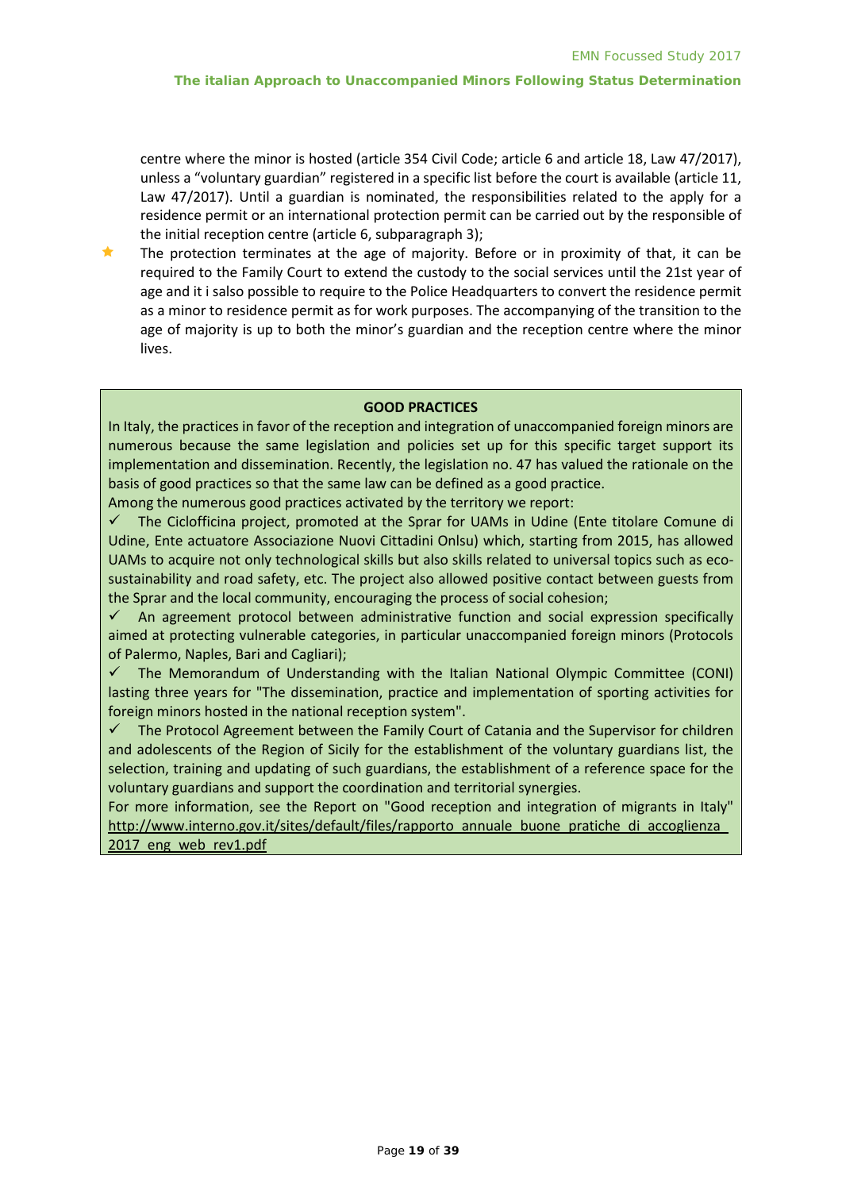centre where the minor is hosted (article 354 Civil Code; article 6 and article 18, Law 47/2017), unless a "voluntary guardian" registered in a specific list before the court is available (article 11, Law 47/2017). Until a guardian is nominated, the responsibilities related to the apply for a residence permit or an international protection permit can be carried out by the responsible of the initial reception centre (article 6, subparagraph 3);

- The protection terminates at the age of majority. Before or in proximity of that, it can be required to the Family Court to extend the custody to the social services until the 21st year of age and it i salso possible to require to the Police Headquarters to convert the residence permit as a minor to residence permit as for work purposes. The accompanying of the transition to the age of majority is up to both the minor's guardian and the reception centre where the minor lives.

**GOOD PRACTICES**

In Italy, the practices in favor of the reception and integration of unaccompanied foreign minors are numerous because the same legislation and policies set up for this specific target support its implementation and dissemination. Recently, the legislation no. 47 has valued the rationale on the basis of good practices so that the same law can be defined as a good practice.

Among the numerous good practices activated by the territory we report:

- ✓ The Ciclofficina project, promoted at the Sprar for UAMs in Udine (Ente titolare Comune di Udine, Ente actuatore Associazione Nuovi Cittadini Onlsu) which, starting from 2015, has allowed UAMs to acquire not only technological skills but also skills related to universal topics such as eco-sustainability and road safety, etc. The project also allowed positive contact between guests from the Sprar and the local community, encouraging the process of social cohesion;
- ✓ An agreement protocol between administrative function and social expression specifically aimed at protecting vulnerable categories, in particular unaccompanied foreign minors (Protocols of Palermo, Naples, Bari and Cagliari);
- ✓ The Memorandum of Understanding with the Italian National Olympic Committee (CONI) lasting three years for "The dissemination, practice and implementation of sporting activities for foreign minors hosted in the national reception system".
- ✓ The Protocol Agreement between the Family Court of Catania and the Supervisor for children and adolescents of the Region of Sicily for the establishment of the voluntary guardians list, the selection, training and updating of such guardians, the establishment of a reference space for the voluntary guardians and support the coordination and territorial synergies.

For more information, see the Report on "Good reception and integration of migrants in Italy" http://www.interno.gov.it/sites/default/files/rapporto_annuale_buone_pratiche_di_accoglienza_2017_eng_web_rev1.pdf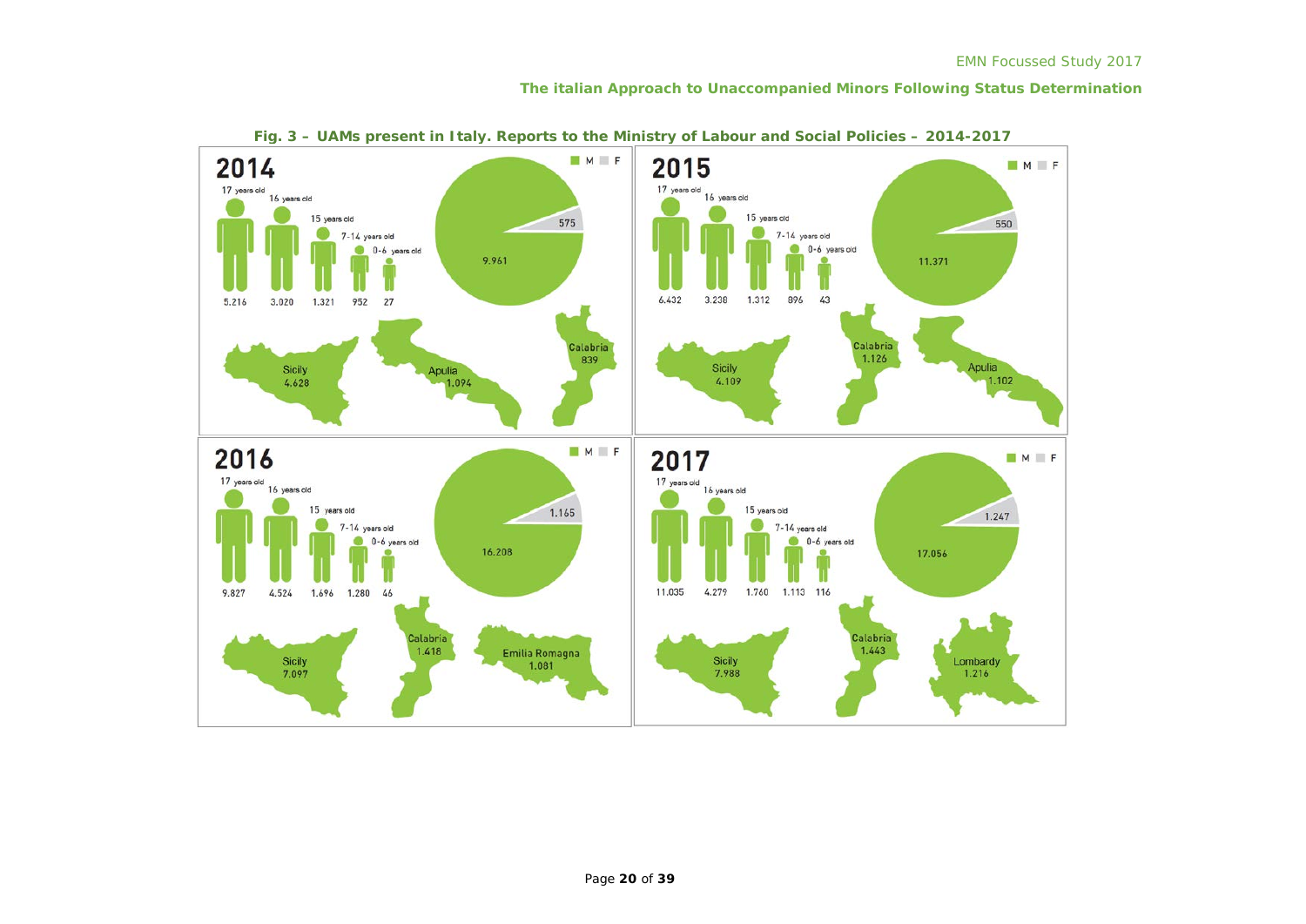**Fig. 3 – UAMs present in Italy. Reports to the Ministry of Labour and Social Policies – 2014-2017**

**2014**

| Age | 17 years old | 16 years old | 15 years old | 7-14 years old | 0-6 years old |
|---|---|---|---|---|---|
| UAMs | 5.216 | 3.020 | 1.321 | 952 | 27 |

M: 9.961 — F: 575

Sicily 4.628 — Apulia 1.094 — Calabria 839

**2015**

| Age | 17 years old | 16 years old | 15 years old | 7-14 years old | 0-6 years old |
|---|---|---|---|---|---|
| UAMs | 6.432 | 3.238 | 1.312 | 896 | 43 |

M: 11.371 — F: 550

Sicily 4.109 — Calabria 1.126 — Apulia 1.102

**2016**

| Age | 17 years old | 16 years old | 15 years old | 7-14 years old | 0-6 years old |
|---|---|---|---|---|---|
| UAMs | 9.827 | 4.524 | 1.696 | 1.280 | 46 |

M: 16.208 — F: 1.165

Sicily 7.097 — Calabria 1.418 — Emilia Romagna 1.081

**2017**

| Age | 17 years old | 16 years old | 15 years old | 7-14 years old | 0-6 years old |
|---|---|---|---|---|---|
| UAMs | 11.035 | 4.279 | 1.760 | 1.113 | 116 |

M: 17.056 — F: 1.247

Sicily 7.988 — Calabria 1.443 — Lombardy 1.216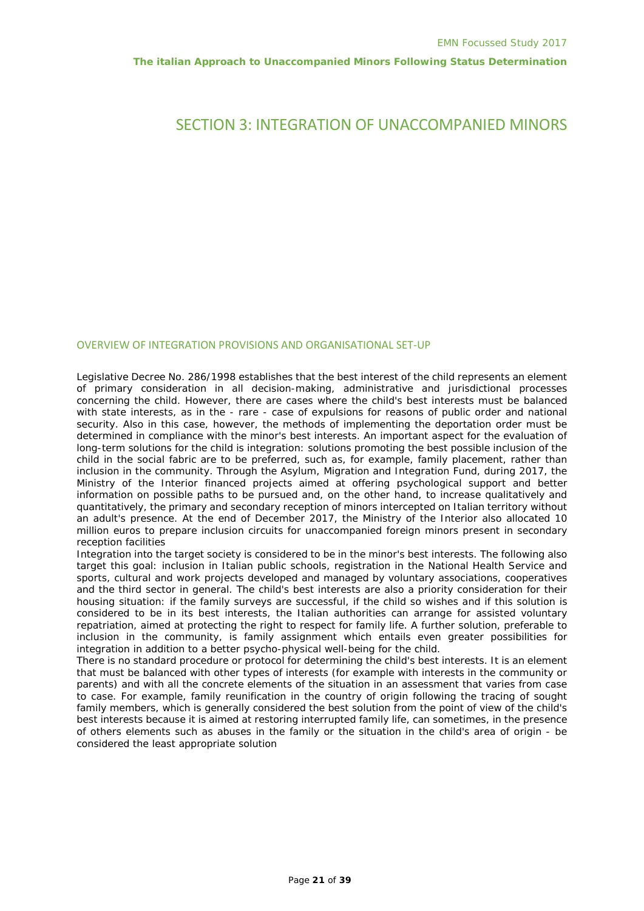# SECTION 3: INTEGRATION OF UNACCOMPANIED MINORS

## OVERVIEW OF INTEGRATION PROVISIONS AND ORGANISATIONAL SET-UP

Legislative Decree No. 286/1998 establishes that the best interest of the child represents an element of primary consideration in all decision-making, administrative and jurisdictional processes concerning the child. However, there are cases where the child's best interests must be balanced with state interests, as in the - rare - case of expulsions for reasons of public order and national security. Also in this case, however, the methods of implementing the deportation order must be determined in compliance with the minor's best interests. An important aspect for the evaluation of long-term solutions for the child is integration: solutions promoting the best possible inclusion of the child in the social fabric are to be preferred, such as, for example, family placement, rather than inclusion in the community. Through the Asylum, Migration and Integration Fund, during 2017, the Ministry of the Interior financed projects aimed at offering psychological support and better information on possible paths to be pursued and, on the other hand, to increase qualitatively and quantitatively, the primary and secondary reception of minors intercepted on Italian territory without an adult's presence. At the end of December 2017, the Ministry of the Interior also allocated 10 million euros to prepare inclusion circuits for unaccompanied foreign minors present in secondary reception facilities

Integration into the target society is considered to be in the minor's best interests. The following also target this goal: inclusion in Italian public schools, registration in the National Health Service and sports, cultural and work projects developed and managed by voluntary associations, cooperatives and the third sector in general. The child's best interests are also a priority consideration for their housing situation: if the family surveys are successful, if the child so wishes and if this solution is considered to be in its best interests, the Italian authorities can arrange for assisted voluntary repatriation, aimed at protecting the right to respect for family life. A further solution, preferable to inclusion in the community, is family assignment which entails even greater possibilities for integration in addition to a better psycho-physical well-being for the child.

There is no standard procedure or protocol for determining the child's best interests. It is an element that must be balanced with other types of interests (for example with interests in the community or parents) and with all the concrete elements of the situation in an assessment that varies from case to case. For example, family reunification in the country of origin following the tracing of sought family members, which is generally considered the best solution from the point of view of the child's best interests because it is aimed at restoring interrupted family life, can sometimes, in the presence of others elements such as abuses in the family or the situation in the child's area of origin - be considered the least appropriate solution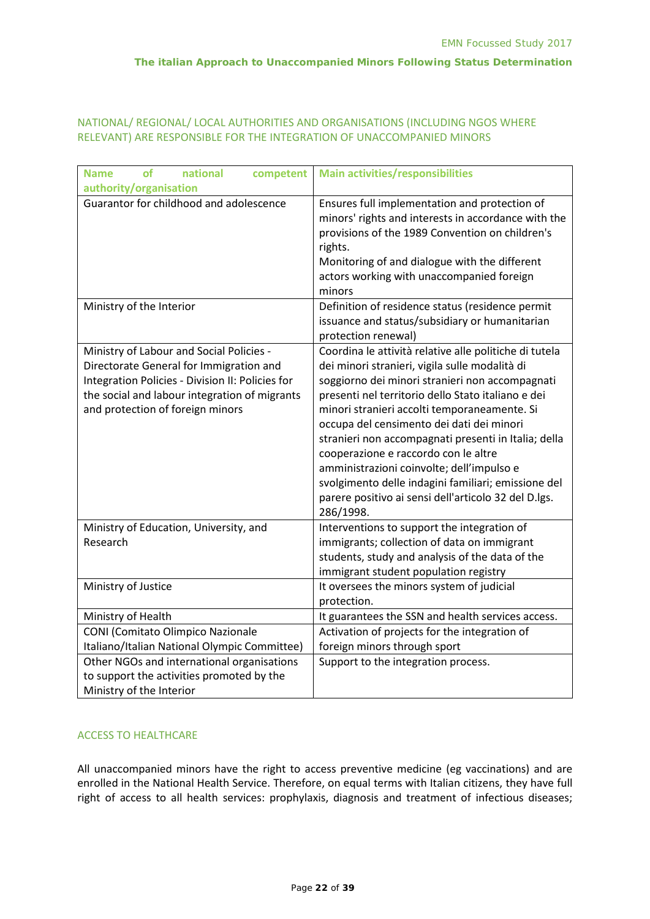NATIONAL/ REGIONAL/ LOCAL AUTHORITIES AND ORGANISATIONS (INCLUDING NGOS WHERE RELEVANT) ARE RESPONSIBLE FOR THE INTEGRATION OF UNACCOMPANIED MINORS

| Name of national competent authority/organisation | Main activities/responsibilities |
|---|---|
| Guarantor for childhood and adolescence | Ensures full implementation and protection of minors' rights and interests in accordance with the provisions of the 1989 Convention on children's rights.<br>Monitoring of and dialogue with the different actors working with unaccompanied foreign minors |
| Ministry of the Interior | Definition of residence status (residence permit issuance and status/subsidiary or humanitarian protection renewal) |
| Ministry of Labour and Social Policies - Directorate General for Immigration and Integration Policies - Division II: Policies for the social and labour integration of migrants and protection of foreign minors | Coordina le attività relative alle politiche di tutela dei minori stranieri, vigila sulle modalità di soggiorno dei minori stranieri non accompagnati presenti nel territorio dello Stato italiano e dei minori stranieri accolti temporaneamente. Si occupa del censimento dei dati dei minori stranieri non accompagnati presenti in Italia; della cooperazione e raccordo con le altre amministrazioni coinvolte; dell'impulso e svolgimento delle indagini familiari; emissione del parere positivo ai sensi dell'articolo 32 del D.lgs. 286/1998. |
| Ministry of Education, University, and Research | Interventions to support the integration of immigrants; collection of data on immigrant students, study and analysis of the data of the immigrant student population registry |
| Ministry of Justice | It oversees the minors system of judicial protection. |
| Ministry of Health | It guarantees the SSN and health services access. |
| CONI (Comitato Olimpico Nazionale Italiano/Italian National Olympic Committee) | Activation of projects for the integration of foreign minors through sport |
| Other NGOs and international organisations to support the activities promoted by the Ministry of the Interior | Support to the integration process. |

ACCESS TO HEALTHCARE

All unaccompanied minors have the right to access preventive medicine (eg vaccinations) and are enrolled in the National Health Service. Therefore, on equal terms with Italian citizens, they have full right of access to all health services: prophylaxis, diagnosis and treatment of infectious diseases;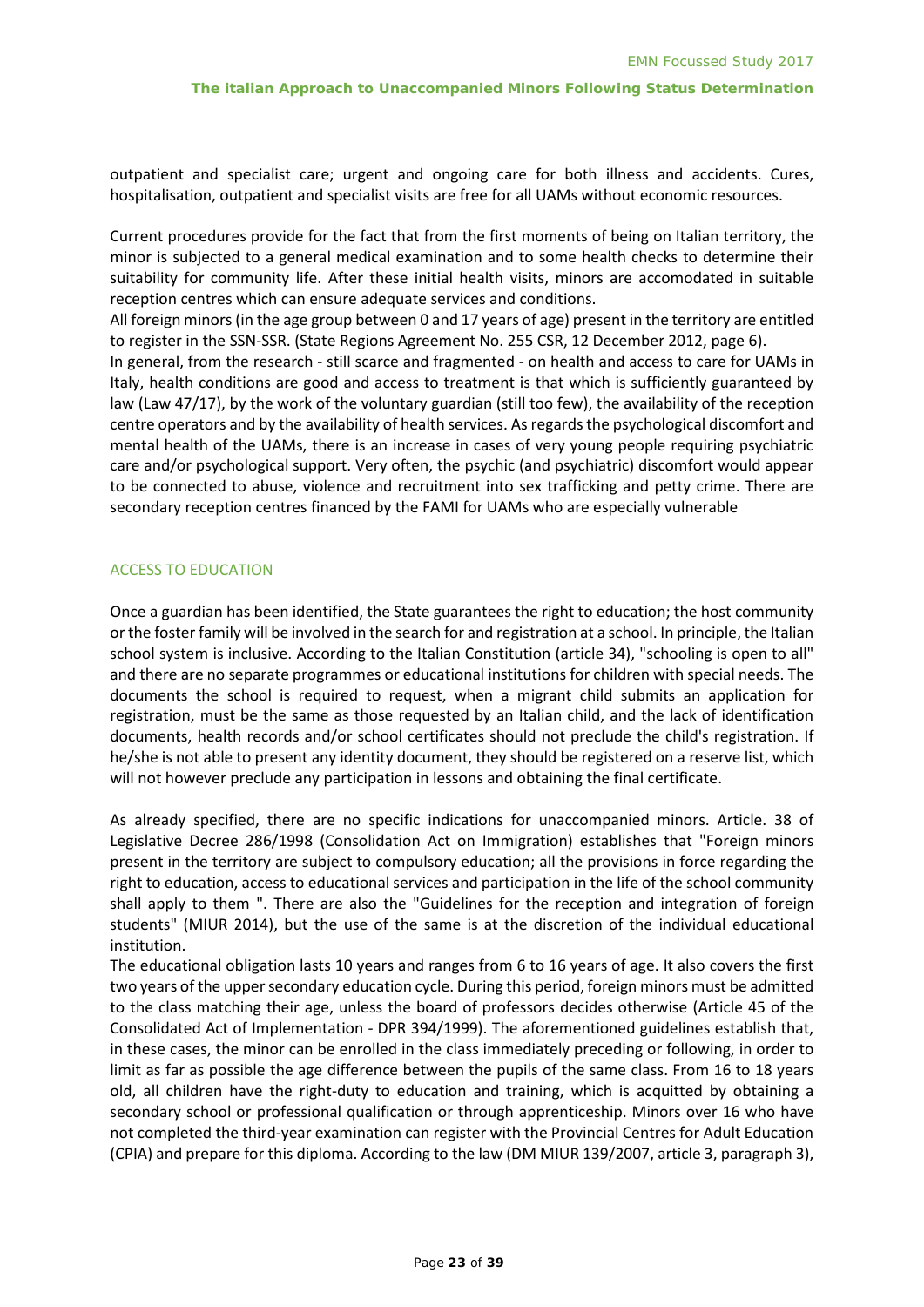outpatient and specialist care; urgent and ongoing care for both illness and accidents. Cures, hospitalisation, outpatient and specialist visits are free for all UAMs without economic resources.

Current procedures provide for the fact that from the first moments of being on Italian territory, the minor is subjected to a general medical examination and to some health checks to determine their suitability for community life. After these initial health visits, minors are accomodated in suitable reception centres which can ensure adequate services and conditions.
All foreign minors (in the age group between 0 and 17 years of age) present in the territory are entitled to register in the SSN-SSR. (State Regions Agreement No. 255 CSR, 12 December 2012, page 6).
In general, from the research - still scarce and fragmented - on health and access to care for UAMs in Italy, health conditions are good and access to treatment is that which is sufficiently guaranteed by law (Law 47/17), by the work of the voluntary guardian (still too few), the availability of the reception centre operators and by the availability of health services. As regards the psychological discomfort and mental health of the UAMs, there is an increase in cases of very young people requiring psychiatric care and/or psychological support. Very often, the psychic (and psychiatric) discomfort would appear to be connected to abuse, violence and recruitment into sex trafficking and petty crime. There are secondary reception centres financed by the FAMI for UAMs who are especially vulnerable

## ACCESS TO EDUCATION

Once a guardian has been identified, the State guarantees the right to education; the host community or the foster family will be involved in the search for and registration at a school. In principle, the Italian school system is inclusive. According to the Italian Constitution (article 34), "schooling is open to all" and there are no separate programmes or educational institutions for children with special needs. The documents the school is required to request, when a migrant child submits an application for registration, must be the same as those requested by an Italian child, and the lack of identification documents, health records and/or school certificates should not preclude the child's registration. If he/she is not able to present any identity document, they should be registered on a reserve list, which will not however preclude any participation in lessons and obtaining the final certificate.

As already specified, there are no specific indications for unaccompanied minors. Article. 38 of Legislative Decree 286/1998 (Consolidation Act on Immigration) establishes that "Foreign minors present in the territory are subject to compulsory education; all the provisions in force regarding the right to education, access to educational services and participation in the life of the school community shall apply to them ". There are also the "Guidelines for the reception and integration of foreign students" (MIUR 2014), but the use of the same is at the discretion of the individual educational institution.
The educational obligation lasts 10 years and ranges from 6 to 16 years of age. It also covers the first two years of the upper secondary education cycle. During this period, foreign minors must be admitted to the class matching their age, unless the board of professors decides otherwise (Article 45 of the Consolidated Act of Implementation - DPR 394/1999). The aforementioned guidelines establish that, in these cases, the minor can be enrolled in the class immediately preceding or following, in order to limit as far as possible the age difference between the pupils of the same class. From 16 to 18 years old, all children have the right-duty to education and training, which is acquitted by obtaining a secondary school or professional qualification or through apprenticeship. Minors over 16 who have not completed the third-year examination can register with the Provincial Centres for Adult Education (CPIA) and prepare for this diploma. According to the law (DM MIUR 139/2007, article 3, paragraph 3),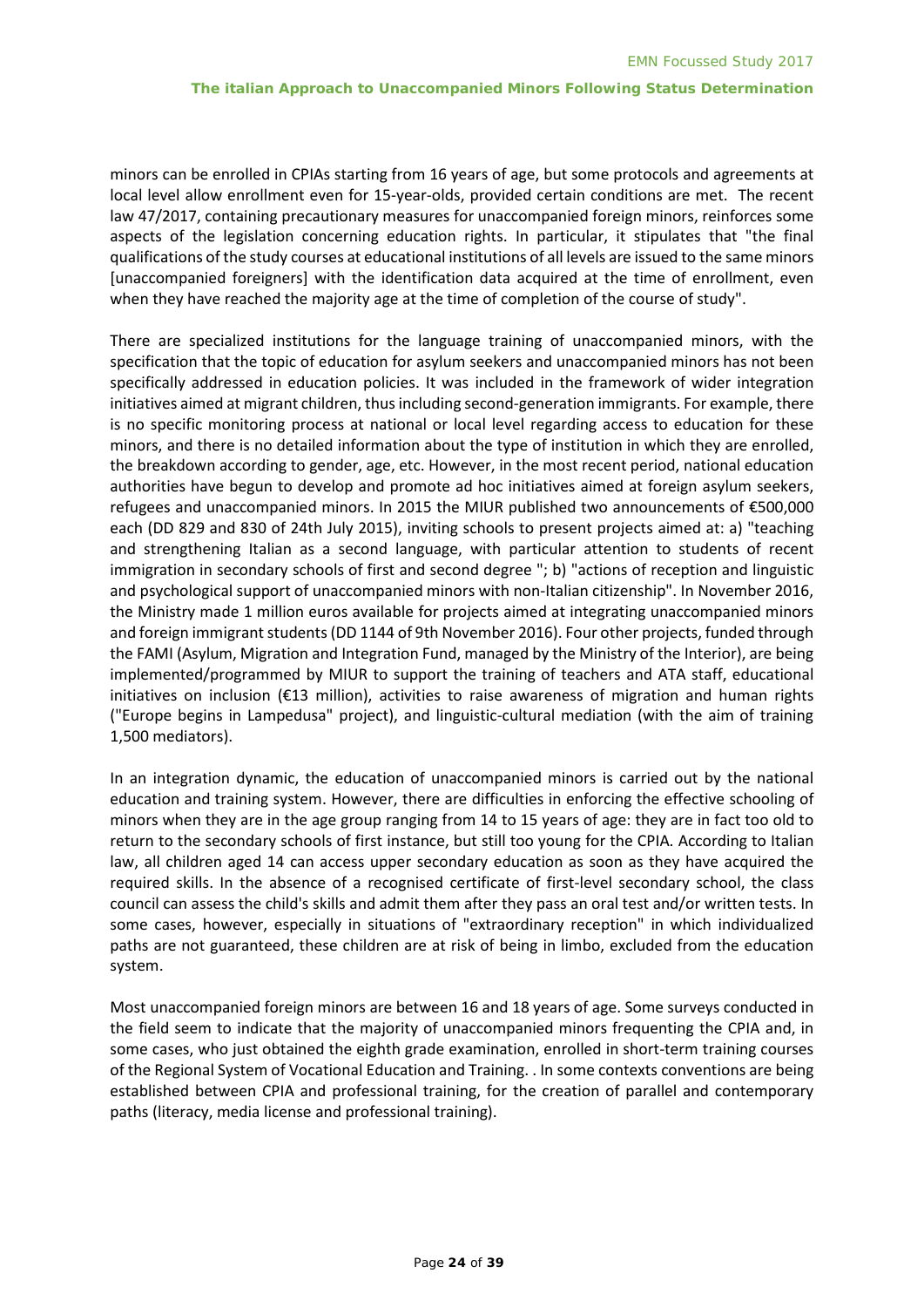minors can be enrolled in CPIAs starting from 16 years of age, but some protocols and agreements at local level allow enrollment even for 15-year-olds, provided certain conditions are met. The recent law 47/2017, containing precautionary measures for unaccompanied foreign minors, reinforces some aspects of the legislation concerning education rights. In particular, it stipulates that "the final qualifications of the study courses at educational institutions of all levels are issued to the same minors [unaccompanied foreigners] with the identification data acquired at the time of enrollment, even when they have reached the majority age at the time of completion of the course of study".

There are specialized institutions for the language training of unaccompanied minors, with the specification that the topic of education for asylum seekers and unaccompanied minors has not been specifically addressed in education policies. It was included in the framework of wider integration initiatives aimed at migrant children, thus including second-generation immigrants. For example, there is no specific monitoring process at national or local level regarding access to education for these minors, and there is no detailed information about the type of institution in which they are enrolled, the breakdown according to gender, age, etc. However, in the most recent period, national education authorities have begun to develop and promote ad hoc initiatives aimed at foreign asylum seekers, refugees and unaccompanied minors. In 2015 the MIUR published two announcements of €500,000 each (DD 829 and 830 of 24th July 2015), inviting schools to present projects aimed at: a) "teaching and strengthening Italian as a second language, with particular attention to students of recent immigration in secondary schools of first and second degree "; b) "actions of reception and linguistic and psychological support of unaccompanied minors with non-Italian citizenship". In November 2016, the Ministry made 1 million euros available for projects aimed at integrating unaccompanied minors and foreign immigrant students (DD 1144 of 9th November 2016). Four other projects, funded through the FAMI (Asylum, Migration and Integration Fund, managed by the Ministry of the Interior), are being implemented/programmed by MIUR to support the training of teachers and ATA staff, educational initiatives on inclusion (€13 million), activities to raise awareness of migration and human rights ("Europe begins in Lampedusa" project), and linguistic-cultural mediation (with the aim of training 1,500 mediators).

In an integration dynamic, the education of unaccompanied minors is carried out by the national education and training system. However, there are difficulties in enforcing the effective schooling of minors when they are in the age group ranging from 14 to 15 years of age: they are in fact too old to return to the secondary schools of first instance, but still too young for the CPIA. According to Italian law, all children aged 14 can access upper secondary education as soon as they have acquired the required skills. In the absence of a recognised certificate of first-level secondary school, the class council can assess the child's skills and admit them after they pass an oral test and/or written tests. In some cases, however, especially in situations of "extraordinary reception" in which individualized paths are not guaranteed, these children are at risk of being in limbo, excluded from the education system.

Most unaccompanied foreign minors are between 16 and 18 years of age. Some surveys conducted in the field seem to indicate that the majority of unaccompanied minors frequenting the CPIA and, in some cases, who just obtained the eighth grade examination, enrolled in short-term training courses of the Regional System of Vocational Education and Training. . In some contexts conventions are being established between CPIA and professional training, for the creation of parallel and contemporary paths (literacy, media license and professional training).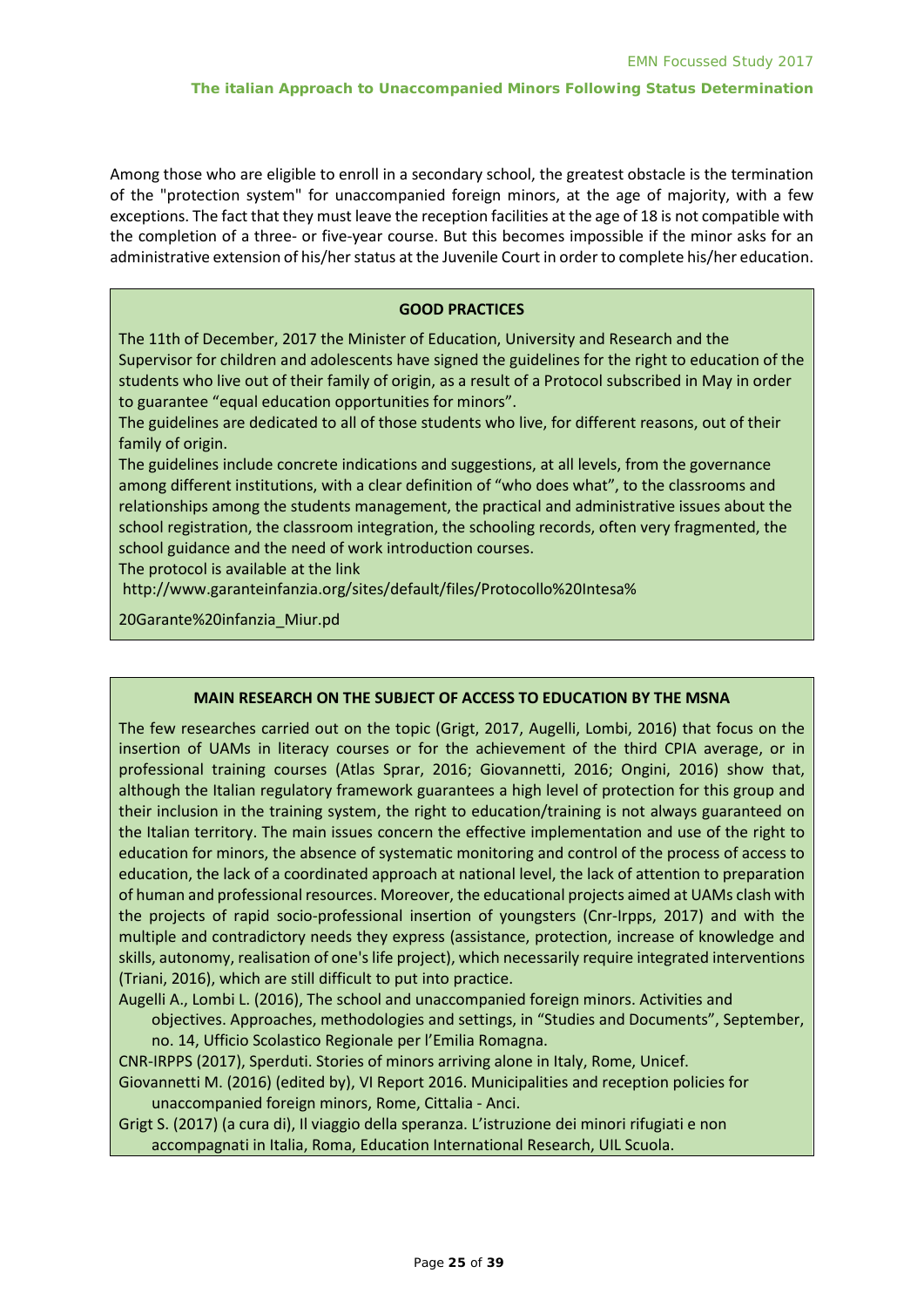Among those who are eligible to enroll in a secondary school, the greatest obstacle is the termination of the "protection system" for unaccompanied foreign minors, at the age of majority, with a few exceptions. The fact that they must leave the reception facilities at the age of 18 is not compatible with the completion of a three- or five-year course. But this becomes impossible if the minor asks for an administrative extension of his/her status at the Juvenile Court in order to complete his/her education.

**GOOD PRACTICES**

The 11th of December, 2017 the Minister of Education, University and Research and the Supervisor for children and adolescents have signed the guidelines for the right to education of the students who live out of their family of origin, as a result of a Protocol subscribed in May in order to guarantee "equal education opportunities for minors".

The guidelines are dedicated to all of those students who live, for different reasons, out of their family of origin.

The guidelines include concrete indications and suggestions, at all levels, from the governance among different institutions, with a clear definition of "who does what", to the classrooms and relationships among the students management, the practical and administrative issues about the school registration, the classroom integration, the schooling records, often very fragmented, the school guidance and the need of work introduction courses.

The protocol is available at the link

http://www.garanteinfanzia.org/sites/default/files/Protocollo%20Intesa%

20Garante%20infanzia_Miur.pd

**MAIN RESEARCH ON THE SUBJECT OF ACCESS TO EDUCATION BY THE MSNA**

The few researches carried out on the topic (Grigt, 2017, Augelli, Lombi, 2016) that focus on the insertion of UAMs in literacy courses or for the achievement of the third CPIA average, or in professional training courses (Atlas Sprar, 2016; Giovannetti, 2016; Ongini, 2016) show that, although the Italian regulatory framework guarantees a high level of protection for this group and their inclusion in the training system, the right to education/training is not always guaranteed on the Italian territory. The main issues concern the effective implementation and use of the right to education for minors, the absence of systematic monitoring and control of the process of access to education, the lack of a coordinated approach at national level, the lack of attention to preparation of human and professional resources. Moreover, the educational projects aimed at UAMs clash with the projects of rapid socio-professional insertion of youngsters (Cnr-Irpps, 2017) and with the multiple and contradictory needs they express (assistance, protection, increase of knowledge and skills, autonomy, realisation of one's life project), which necessarily require integrated interventions (Triani, 2016), which are still difficult to put into practice.

Augelli A., Lombi L. (2016), The school and unaccompanied foreign minors. Activities and objectives. Approaches, methodologies and settings, in "Studies and Documents", September, no. 14, Ufficio Scolastico Regionale per l'Emilia Romagna.

CNR-IRPPS (2017), Sperduti. Stories of minors arriving alone in Italy, Rome, Unicef.

Giovannetti M. (2016) (edited by), VI Report 2016. Municipalities and reception policies for unaccompanied foreign minors, Rome, Cittalia - Anci.

Grigt S. (2017) (a cura di), Il viaggio della speranza. L'istruzione dei minori rifugiati e non accompagnati in Italia, Roma, Education International Research, UIL Scuola.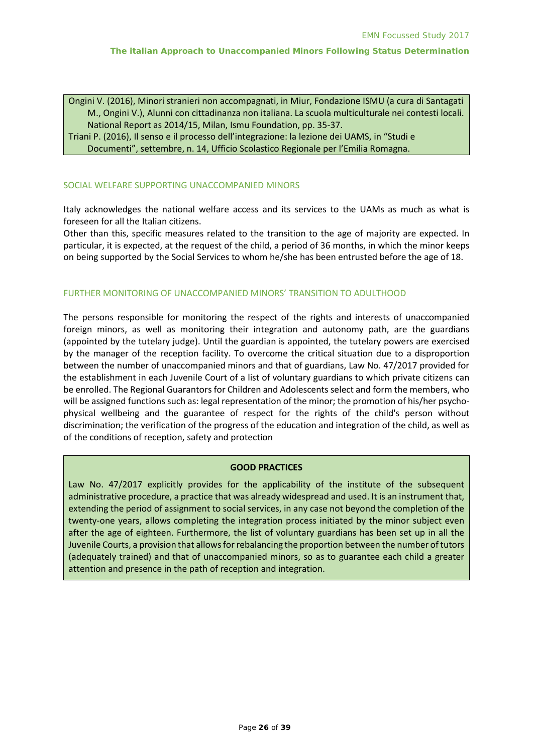Ongini V. (2016), Minori stranieri non accompagnati, in Miur, Fondazione ISMU (a cura di Santagati M., Ongini V.), Alunni con cittadinanza non italiana. La scuola multiculturale nei contesti locali. National Report as 2014/15, Milan, Ismu Foundation, pp. 35-37.

Triani P. (2016), Il senso e il processo dell'integrazione: la lezione dei UAMS, in "Studi e Documenti", settembre, n. 14, Ufficio Scolastico Regionale per l'Emilia Romagna.

## SOCIAL WELFARE SUPPORTING UNACCOMPANIED MINORS

Italy acknowledges the national welfare access and its services to the UAMs as much as what is foreseen for all the Italian citizens.

Other than this, specific measures related to the transition to the age of majority are expected. In particular, it is expected, at the request of the child, a period of 36 months, in which the minor keeps on being supported by the Social Services to whom he/she has been entrusted before the age of 18.

## FURTHER MONITORING OF UNACCOMPANIED MINORS' TRANSITION TO ADULTHOOD

The persons responsible for monitoring the respect of the rights and interests of unaccompanied foreign minors, as well as monitoring their integration and autonomy path, are the guardians (appointed by the tutelary judge). Until the guardian is appointed, the tutelary powers are exercised by the manager of the reception facility. To overcome the critical situation due to a disproportion between the number of unaccompanied minors and that of guardians, Law No. 47/2017 provided for the establishment in each Juvenile Court of a list of voluntary guardians to which private citizens can be enrolled. The Regional Guarantors for Children and Adolescents select and form the members, who will be assigned functions such as: legal representation of the minor; the promotion of his/her psycho-physical wellbeing and the guarantee of respect for the rights of the child's person without discrimination; the verification of the progress of the education and integration of the child, as well as of the conditions of reception, safety and protection

**GOOD PRACTICES**

Law No. 47/2017 explicitly provides for the applicability of the institute of the subsequent administrative procedure, a practice that was already widespread and used. It is an instrument that, extending the period of assignment to social services, in any case not beyond the completion of the twenty-one years, allows completing the integration process initiated by the minor subject even after the age of eighteen. Furthermore, the list of voluntary guardians has been set up in all the Juvenile Courts, a provision that allows for rebalancing the proportion between the number of tutors (adequately trained) and that of unaccompanied minors, so as to guarantee each child a greater attention and presence in the path of reception and integration.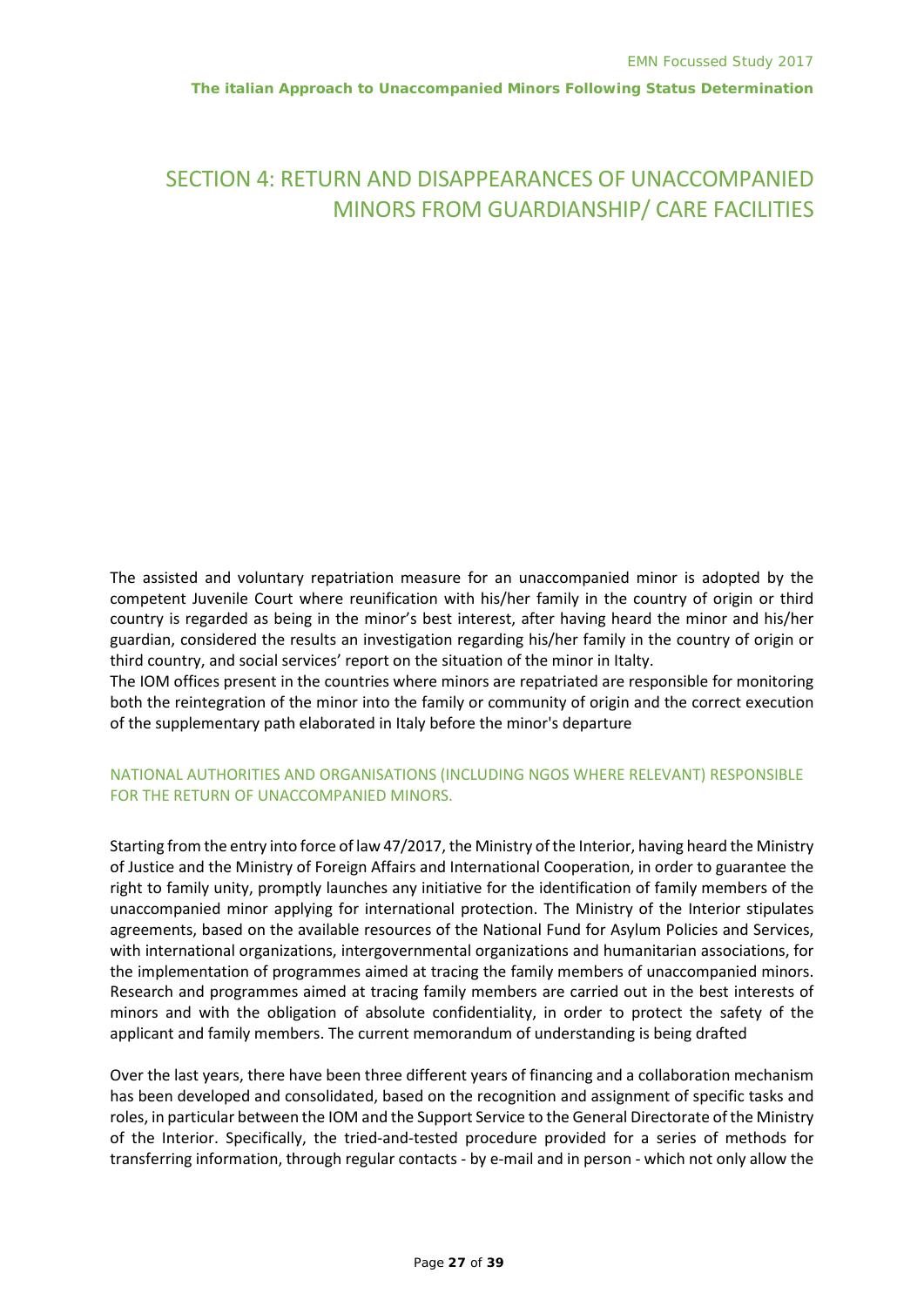# SECTION 4: RETURN AND DISAPPEARANCES OF UNACCOMPANIED MINORS FROM GUARDIANSHIP/ CARE FACILITIES

The assisted and voluntary repatriation measure for an unaccompanied minor is adopted by the competent Juvenile Court where reunification with his/her family in the country of origin or third country is regarded as being in the minor's best interest, after having heard the minor and his/her guardian, considered the results an investigation regarding his/her family in the country of origin or third country, and social services' report on the situation of the minor in Italty.

The IOM offices present in the countries where minors are repatriated are responsible for monitoring both the reintegration of the minor into the family or community of origin and the correct execution of the supplementary path elaborated in Italy before the minor's departure

## NATIONAL AUTHORITIES AND ORGANISATIONS (INCLUDING NGOS WHERE RELEVANT) RESPONSIBLE FOR THE RETURN OF UNACCOMPANIED MINORS.

Starting from the entry into force of law 47/2017, the Ministry of the Interior, having heard the Ministry of Justice and the Ministry of Foreign Affairs and International Cooperation, in order to guarantee the right to family unity, promptly launches any initiative for the identification of family members of the unaccompanied minor applying for international protection. The Ministry of the Interior stipulates agreements, based on the available resources of the National Fund for Asylum Policies and Services, with international organizations, intergovernmental organizations and humanitarian associations, for the implementation of programmes aimed at tracing the family members of unaccompanied minors. Research and programmes aimed at tracing family members are carried out in the best interests of minors and with the obligation of absolute confidentiality, in order to protect the safety of the applicant and family members. The current memorandum of understanding is being drafted

Over the last years, there have been three different years of financing and a collaboration mechanism has been developed and consolidated, based on the recognition and assignment of specific tasks and roles, in particular between the IOM and the Support Service to the General Directorate of the Ministry of the Interior. Specifically, the tried-and-tested procedure provided for a series of methods for transferring information, through regular contacts - by e-mail and in person - which not only allow the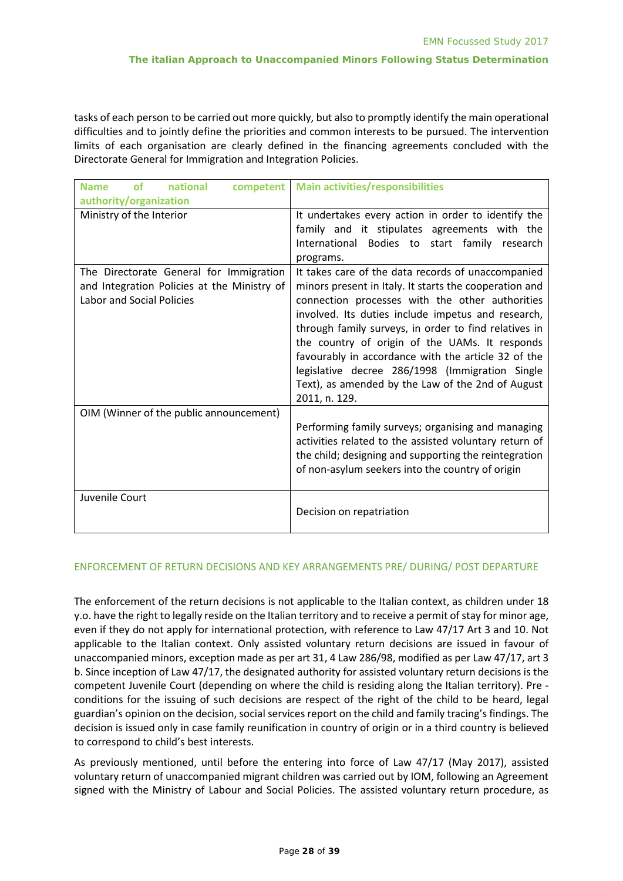tasks of each person to be carried out more quickly, but also to promptly identify the main operational difficulties and to jointly define the priorities and common interests to be pursued. The intervention limits of each organisation are clearly defined in the financing agreements concluded with the Directorate General for Immigration and Integration Policies.

| Name of national competent authority/organization | Main activities/responsibilities |
|---|---|
| Ministry of the Interior | It undertakes every action in order to identify the family and it stipulates agreements with the International Bodies to start family research programs. |
| The Directorate General for Immigration and Integration Policies at the Ministry of Labor and Social Policies | It takes care of the data records of unaccompanied minors present in Italy. It starts the cooperation and connection processes with the other authorities involved. Its duties include impetus and research, through family surveys, in order to find relatives in the country of origin of the UAMs. It responds favourably in accordance with the article 32 of the legislative decree 286/1998 (Immigration Single Text), as amended by the Law of the 2nd of August 2011, n. 129. |
| OIM (Winner of the public announcement) | Performing family surveys; organising and managing activities related to the assisted voluntary return of the child; designing and supporting the reintegration of non-asylum seekers into the country of origin |
| Juvenile Court | Decision on repatriation |

## ENFORCEMENT OF RETURN DECISIONS AND KEY ARRANGEMENTS PRE/ DURING/ POST DEPARTURE

The enforcement of the return decisions is not applicable to the Italian context, as children under 18 y.o. have the right to legally reside on the Italian territory and to receive a permit of stay for minor age, even if they do not apply for international protection, with reference to Law 47/17 Art 3 and 10. Not applicable to the Italian context. Only assisted voluntary return decisions are issued in favour of unaccompanied minors, exception made as per art 31, 4 Law 286/98, modified as per Law 47/17, art 3 b. Since inception of Law 47/17, the designated authority for assisted voluntary return decisions is the competent Juvenile Court (depending on where the child is residing along the Italian territory). Pre - conditions for the issuing of such decisions are respect of the right of the child to be heard, legal guardian's opinion on the decision, social services report on the child and family tracing's findings. The decision is issued only in case family reunification in country of origin or in a third country is believed to correspond to child's best interests.

As previously mentioned, until before the entering into force of Law 47/17 (May 2017), assisted voluntary return of unaccompanied migrant children was carried out by IOM, following an Agreement signed with the Ministry of Labour and Social Policies. The assisted voluntary return procedure, as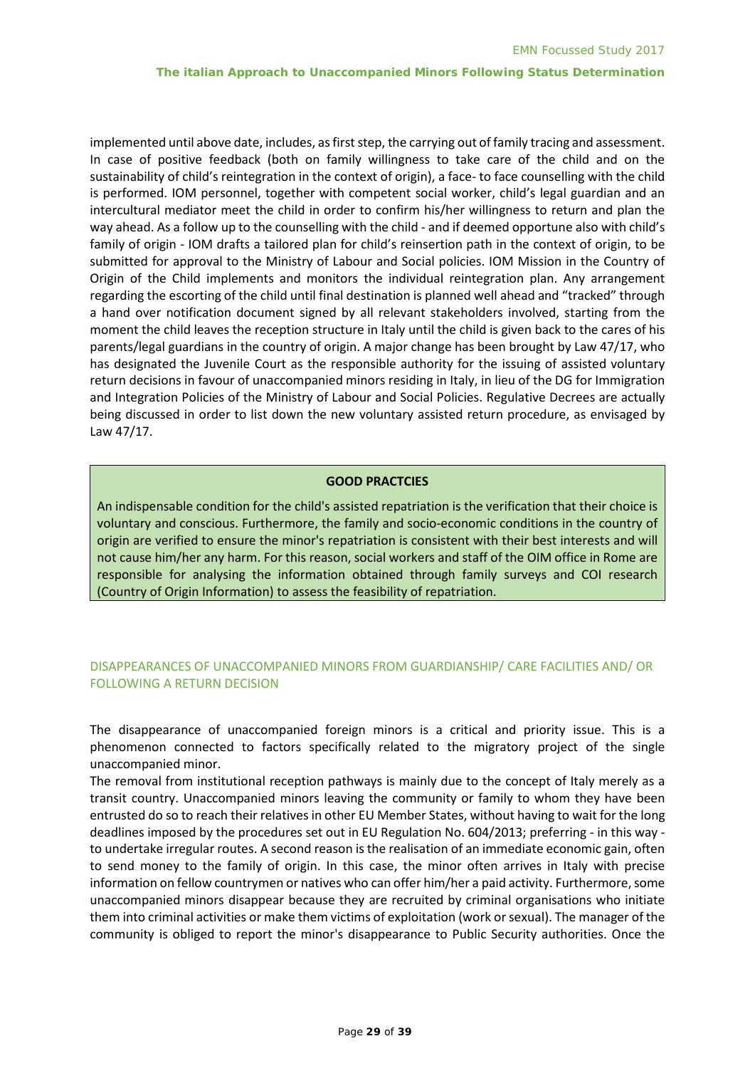implemented until above date, includes, as first step, the carrying out of family tracing and assessment. In case of positive feedback (both on family willingness to take care of the child and on the sustainability of child's reintegration in the context of origin), a face- to face counselling with the child is performed. IOM personnel, together with competent social worker, child's legal guardian and an intercultural mediator meet the child in order to confirm his/her willingness to return and plan the way ahead. As a follow up to the counselling with the child - and if deemed opportune also with child's family of origin - IOM drafts a tailored plan for child's reinsertion path in the context of origin, to be submitted for approval to the Ministry of Labour and Social policies. IOM Mission in the Country of Origin of the Child implements and monitors the individual reintegration plan. Any arrangement regarding the escorting of the child until final destination is planned well ahead and "tracked" through a hand over notification document signed by all relevant stakeholders involved, starting from the moment the child leaves the reception structure in Italy until the child is given back to the cares of his parents/legal guardians in the country of origin. A major change has been brought by Law 47/17, who has designated the Juvenile Court as the responsible authority for the issuing of assisted voluntary return decisions in favour of unaccompanied minors residing in Italy, in lieu of the DG for Immigration and Integration Policies of the Ministry of Labour and Social Policies. Regulative Decrees are actually being discussed in order to list down the new voluntary assisted return procedure, as envisaged by Law 47/17.

**GOOD PRACTCIES**

An indispensable condition for the child's assisted repatriation is the verification that their choice is voluntary and conscious. Furthermore, the family and socio-economic conditions in the country of origin are verified to ensure the minor's repatriation is consistent with their best interests and will not cause him/her any harm. For this reason, social workers and staff of the OIM office in Rome are responsible for analysing the information obtained through family surveys and COI research (Country of Origin Information) to assess the feasibility of repatriation.

## DISAPPEARANCES OF UNACCOMPANIED MINORS FROM GUARDIANSHIP/ CARE FACILITIES AND/ OR FOLLOWING A RETURN DECISION

The disappearance of unaccompanied foreign minors is a critical and priority issue. This is a phenomenon connected to factors specifically related to the migratory project of the single unaccompanied minor.

The removal from institutional reception pathways is mainly due to the concept of Italy merely as a transit country. Unaccompanied minors leaving the community or family to whom they have been entrusted do so to reach their relatives in other EU Member States, without having to wait for the long deadlines imposed by the procedures set out in EU Regulation No. 604/2013; preferring - in this way - to undertake irregular routes. A second reason is the realisation of an immediate economic gain, often to send money to the family of origin. In this case, the minor often arrives in Italy with precise information on fellow countrymen or natives who can offer him/her a paid activity. Furthermore, some unaccompanied minors disappear because they are recruited by criminal organisations who initiate them into criminal activities or make them victims of exploitation (work or sexual). The manager of the community is obliged to report the minor's disappearance to Public Security authorities. Once the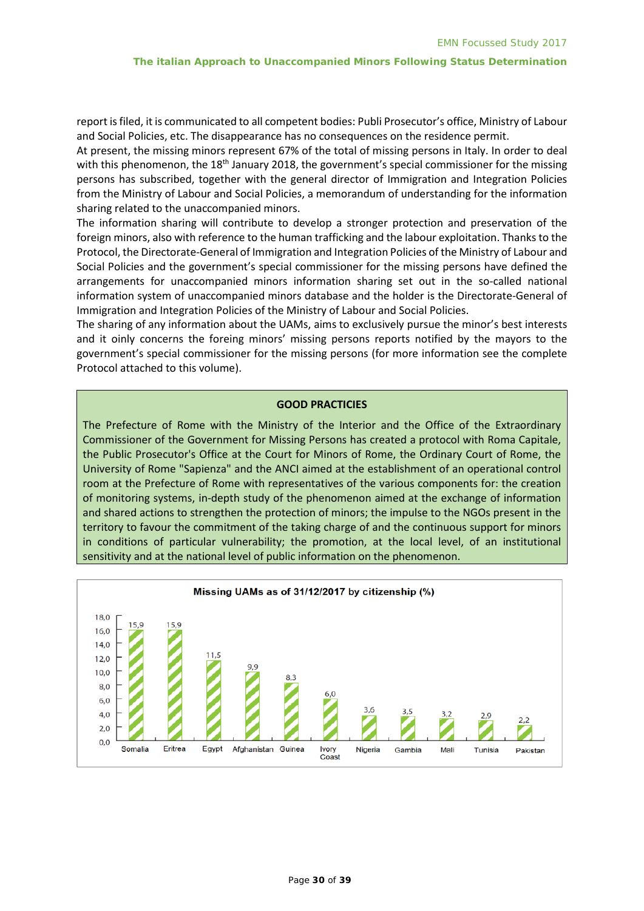report is filed, it is communicated to all competent bodies: Publi Prosecutor's office, Ministry of Labour and Social Policies, etc. The disappearance has no consequences on the residence permit.

At present, the missing minors represent 67% of the total of missing persons in Italy. In order to deal with this phenomenon, the 18th January 2018, the government's special commissioner for the missing persons has subscribed, together with the general director of Immigration and Integration Policies from the Ministry of Labour and Social Policies, a memorandum of understanding for the information sharing related to the unaccompanied minors.

The information sharing will contribute to develop a stronger protection and preservation of the foreign minors, also with reference to the human trafficking and the labour exploitation. Thanks to the Protocol, the Directorate-General of Immigration and Integration Policies of the Ministry of Labour and Social Policies and the government's special commissioner for the missing persons have defined the arrangements for unaccompanied minors information sharing set out in the so-called national information system of unaccompanied minors database and the holder is the Directorate-General of Immigration and Integration Policies of the Ministry of Labour and Social Policies.

The sharing of any information about the UAMs, aims to exclusively pursue the minor's best interests and it oinly concerns the foreing minors' missing persons reports notified by the mayors to the government's special commissioner for the missing persons (for more information see the complete Protocol attached to this volume).

**GOOD PRACTICIES**

The Prefecture of Rome with the Ministry of the Interior and the Office of the Extraordinary Commissioner of the Government for Missing Persons has created a protocol with Roma Capitale, the Public Prosecutor's Office at the Court for Minors of Rome, the Ordinary Court of Rome, the University of Rome "Sapienza" and the ANCI aimed at the establishment of an operational control room at the Prefecture of Rome with representatives of the various components for: the creation of monitoring systems, in-depth study of the phenomenon aimed at the exchange of information and shared actions to strengthen the protection of minors; the impulse to the NGOs present in the territory to favour the commitment of the taking charge of and the continuous support for minors in conditions of particular vulnerability; the promotion, at the local level, of an institutional sensitivity and at the national level of public information on the phenomenon.

**Missing UAMs as of 31/12/2017 by citizenship (%)**

| Citizenship | % |
|---|---|
| Somalia | 15,9 |
| Eritrea | 15,9 |
| Egypt | 11,5 |
| Afghanistan | 9,9 |
| Guinea | 8,3 |
| Ivory Coast | 6,0 |
| Nigeria | 3,6 |
| Gambia | 3,5 |
| Mali | 3,2 |
| Tunisia | 2,9 |
| Pakistan | 2,2 |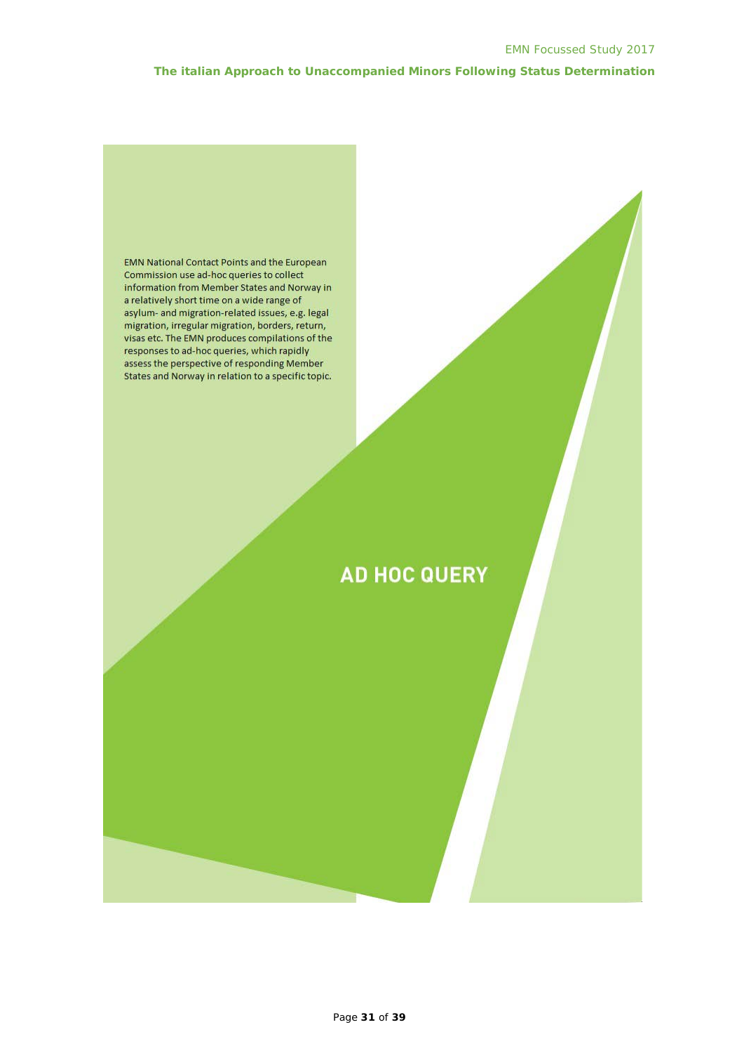EMN National Contact Points and the European Commission use ad-hoc queries to collect information from Member States and Norway in a relatively short time on a wide range of asylum- and migration-related issues, e.g. legal migration, irregular migration, borders, return, visas etc. The EMN produces compilations of the responses to ad-hoc queries, which rapidly assess the perspective of responding Member States and Norway in relation to a specific topic.

# AD HOC QUERY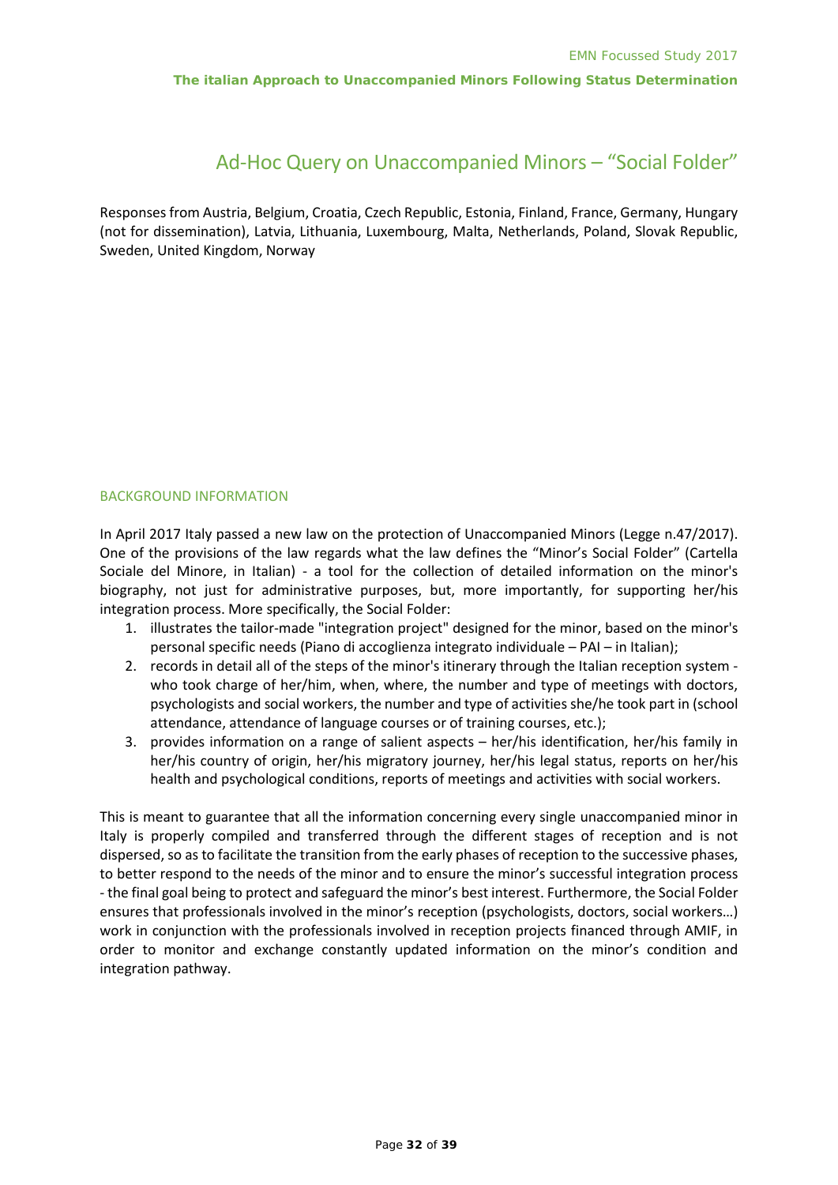# Ad-Hoc Query on Unaccompanied Minors – "Social Folder"

Responses from Austria, Belgium, Croatia, Czech Republic, Estonia, Finland, France, Germany, Hungary (not for dissemination), Latvia, Lithuania, Luxembourg, Malta, Netherlands, Poland, Slovak Republic, Sweden, United Kingdom, Norway

## BACKGROUND INFORMATION

In April 2017 Italy passed a new law on the protection of Unaccompanied Minors (Legge n.47/2017). One of the provisions of the law regards what the law defines the "Minor's Social Folder" (Cartella Sociale del Minore, in Italian) - a tool for the collection of detailed information on the minor's biography, not just for administrative purposes, but, more importantly, for supporting her/his integration process. More specifically, the Social Folder:

1. illustrates the tailor-made "integration project" designed for the minor, based on the minor's personal specific needs (Piano di accoglienza integrato individuale – PAI – in Italian);
2. records in detail all of the steps of the minor's itinerary through the Italian reception system - who took charge of her/him, when, where, the number and type of meetings with doctors, psychologists and social workers, the number and type of activities she/he took part in (school attendance, attendance of language courses or of training courses, etc.);
3. provides information on a range of salient aspects – her/his identification, her/his family in her/his country of origin, her/his migratory journey, her/his legal status, reports on her/his health and psychological conditions, reports of meetings and activities with social workers.

This is meant to guarantee that all the information concerning every single unaccompanied minor in Italy is properly compiled and transferred through the different stages of reception and is not dispersed, so as to facilitate the transition from the early phases of reception to the successive phases, to better respond to the needs of the minor and to ensure the minor's successful integration process - the final goal being to protect and safeguard the minor's best interest. Furthermore, the Social Folder ensures that professionals involved in the minor's reception (psychologists, doctors, social workers…) work in conjunction with the professionals involved in reception projects financed through AMIF, in order to monitor and exchange constantly updated information on the minor's condition and integration pathway.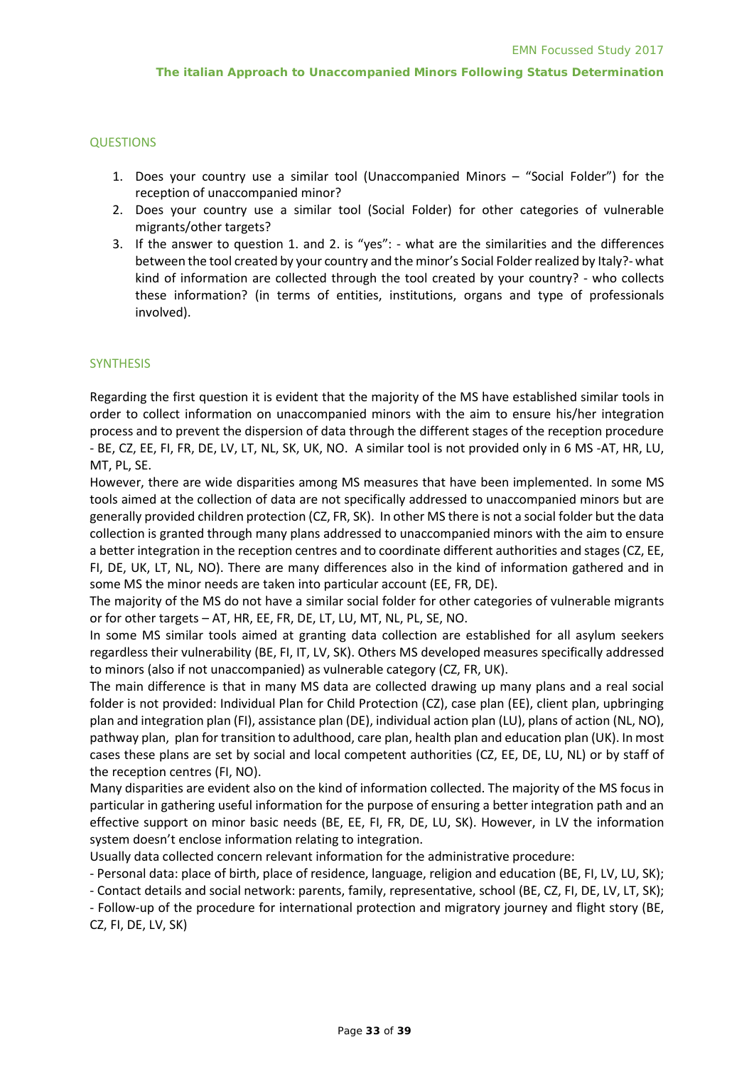## QUESTIONS

1. Does your country use a similar tool (Unaccompanied Minors – "Social Folder") for the reception of unaccompanied minor?
2. Does your country use a similar tool (Social Folder) for other categories of vulnerable migrants/other targets?
3. If the answer to question 1. and 2. is "yes": - what are the similarities and the differences between the tool created by your country and the minor's Social Folder realized by Italy?- what kind of information are collected through the tool created by your country? - who collects these information? (in terms of entities, institutions, organs and type of professionals involved).

## SYNTHESIS

Regarding the first question it is evident that the majority of the MS have established similar tools in order to collect information on unaccompanied minors with the aim to ensure his/her integration process and to prevent the dispersion of data through the different stages of the reception procedure - BE, CZ, EE, FI, FR, DE, LV, LT, NL, SK, UK, NO. A similar tool is not provided only in 6 MS -AT, HR, LU, MT, PL, SE.

However, there are wide disparities among MS measures that have been implemented. In some MS tools aimed at the collection of data are not specifically addressed to unaccompanied minors but are generally provided children protection (CZ, FR, SK). In other MS there is not a social folder but the data collection is granted through many plans addressed to unaccompanied minors with the aim to ensure a better integration in the reception centres and to coordinate different authorities and stages (CZ, EE, FI, DE, UK, LT, NL, NO). There are many differences also in the kind of information gathered and in some MS the minor needs are taken into particular account (EE, FR, DE).

The majority of the MS do not have a similar social folder for other categories of vulnerable migrants or for other targets – AT, HR, EE, FR, DE, LT, LU, MT, NL, PL, SE, NO.

In some MS similar tools aimed at granting data collection are established for all asylum seekers regardless their vulnerability (BE, FI, IT, LV, SK). Others MS developed measures specifically addressed to minors (also if not unaccompanied) as vulnerable category (CZ, FR, UK).

The main difference is that in many MS data are collected drawing up many plans and a real social folder is not provided: Individual Plan for Child Protection (CZ), case plan (EE), client plan, upbringing plan and integration plan (FI), assistance plan (DE), individual action plan (LU), plans of action (NL, NO), pathway plan, plan for transition to adulthood, care plan, health plan and education plan (UK). In most cases these plans are set by social and local competent authorities (CZ, EE, DE, LU, NL) or by staff of the reception centres (FI, NO).

Many disparities are evident also on the kind of information collected. The majority of the MS focus in particular in gathering useful information for the purpose of ensuring a better integration path and an effective support on minor basic needs (BE, EE, FI, FR, DE, LU, SK). However, in LV the information system doesn't enclose information relating to integration.

Usually data collected concern relevant information for the administrative procedure:

- Personal data: place of birth, place of residence, language, religion and education (BE, FI, LV, LU, SK);
- Contact details and social network: parents, family, representative, school (BE, CZ, FI, DE, LV, LT, SK);
- Follow-up of the procedure for international protection and migratory journey and flight story (BE, CZ, FI, DE, LV, SK)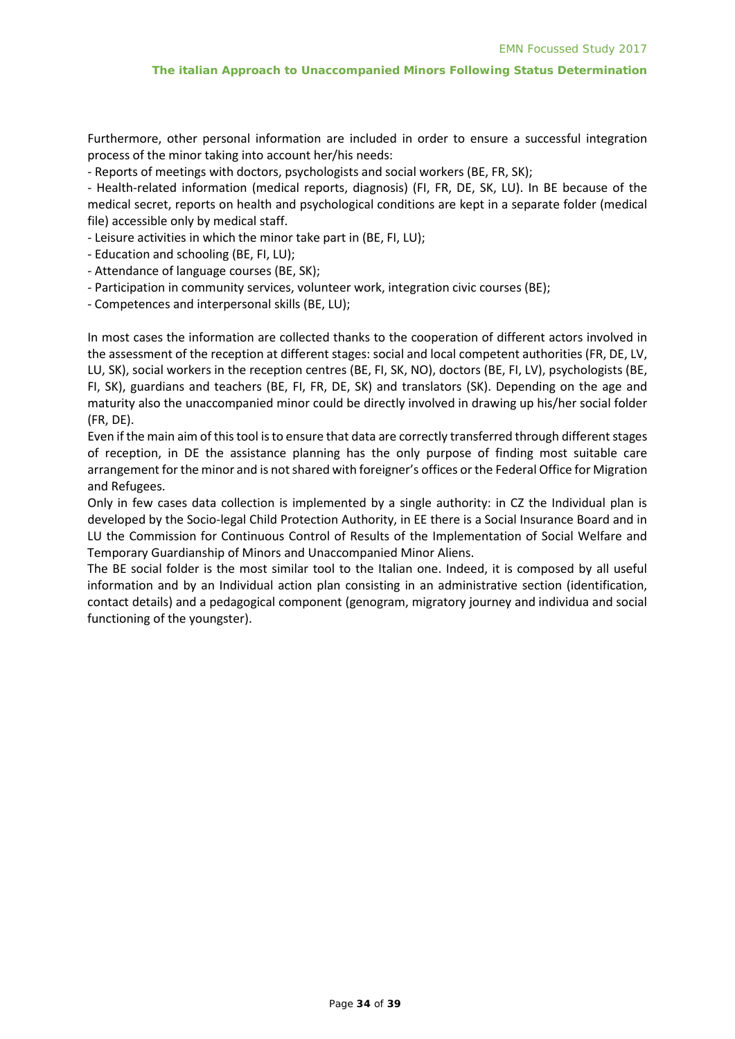Furthermore, other personal information are included in order to ensure a successful integration process of the minor taking into account her/his needs:

- Reports of meetings with doctors, psychologists and social workers (BE, FR, SK);
- Health-related information (medical reports, diagnosis) (FI, FR, DE, SK, LU). In BE because of the medical secret, reports on health and psychological conditions are kept in a separate folder (medical file) accessible only by medical staff.
- Leisure activities in which the minor take part in (BE, FI, LU);
- Education and schooling (BE, FI, LU);
- Attendance of language courses (BE, SK);
- Participation in community services, volunteer work, integration civic courses (BE);
- Competences and interpersonal skills (BE, LU);

In most cases the information are collected thanks to the cooperation of different actors involved in the assessment of the reception at different stages: social and local competent authorities (FR, DE, LV, LU, SK), social workers in the reception centres (BE, FI, SK, NO), doctors (BE, FI, LV), psychologists (BE, FI, SK), guardians and teachers (BE, FI, FR, DE, SK) and translators (SK). Depending on the age and maturity also the unaccompanied minor could be directly involved in drawing up his/her social folder (FR, DE).

Even if the main aim of this tool is to ensure that data are correctly transferred through different stages of reception, in DE the assistance planning has the only purpose of finding most suitable care arrangement for the minor and is not shared with foreigner's offices or the Federal Office for Migration and Refugees.

Only in few cases data collection is implemented by a single authority: in CZ the Individual plan is developed by the Socio-legal Child Protection Authority, in EE there is a Social Insurance Board and in LU the Commission for Continuous Control of Results of the Implementation of Social Welfare and Temporary Guardianship of Minors and Unaccompanied Minor Aliens.

The BE social folder is the most similar tool to the Italian one. Indeed, it is composed by all useful information and by an Individual action plan consisting in an administrative section (identification, contact details) and a pedagogical component (genogram, migratory journey and individua and social functioning of the youngster).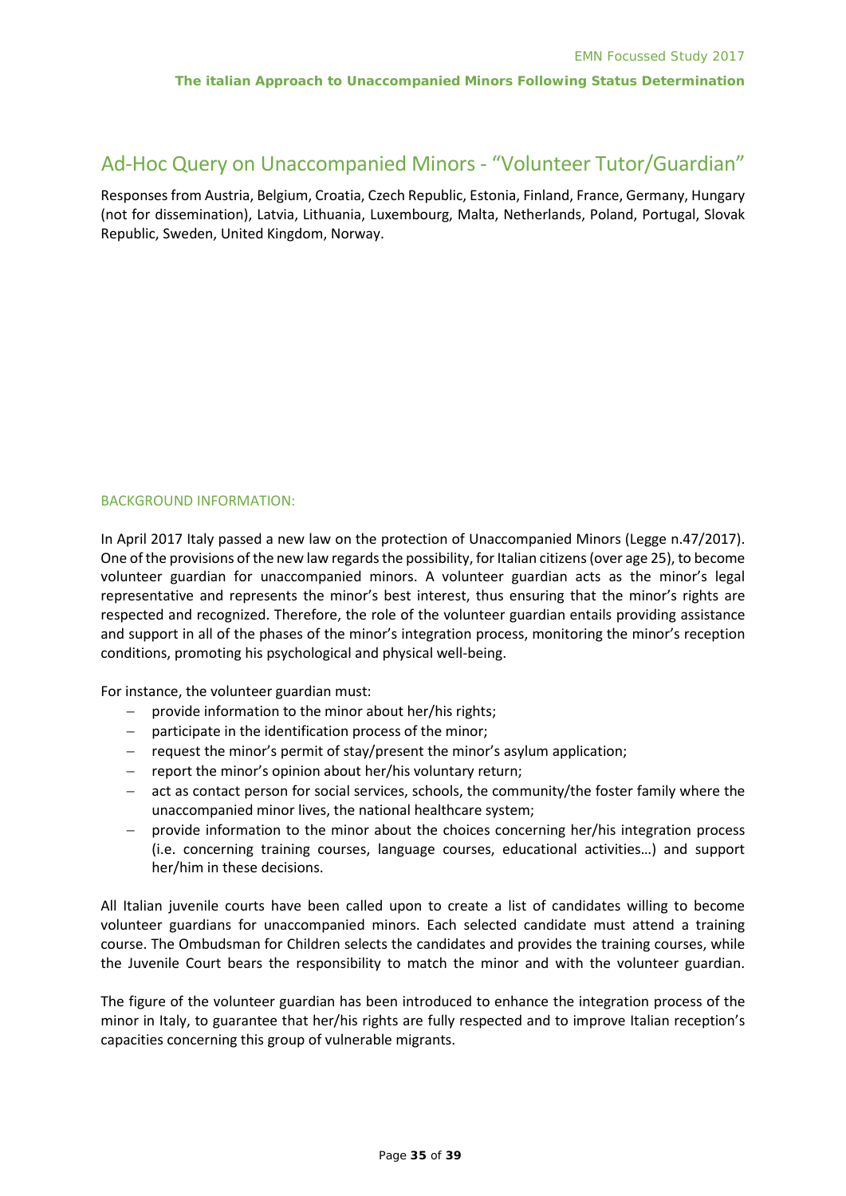# Ad-Hoc Query on Unaccompanied Minors - "Volunteer Tutor/Guardian"

Responses from Austria, Belgium, Croatia, Czech Republic, Estonia, Finland, France, Germany, Hungary (not for dissemination), Latvia, Lithuania, Luxembourg, Malta, Netherlands, Poland, Portugal, Slovak Republic, Sweden, United Kingdom, Norway.

## BACKGROUND INFORMATION:

In April 2017 Italy passed a new law on the protection of Unaccompanied Minors (Legge n.47/2017). One of the provisions of the new law regards the possibility, for Italian citizens (over age 25), to become volunteer guardian for unaccompanied minors. A volunteer guardian acts as the minor's legal representative and represents the minor's best interest, thus ensuring that the minor's rights are respected and recognized. Therefore, the role of the volunteer guardian entails providing assistance and support in all of the phases of the minor's integration process, monitoring the minor's reception conditions, promoting his psychological and physical well-being.

For instance, the volunteer guardian must:

- provide information to the minor about her/his rights;
- participate in the identification process of the minor;
- request the minor's permit of stay/present the minor's asylum application;
- report the minor's opinion about her/his voluntary return;
- act as contact person for social services, schools, the community/the foster family where the unaccompanied minor lives, the national healthcare system;
- provide information to the minor about the choices concerning her/his integration process (i.e. concerning training courses, language courses, educational activities…) and support her/him in these decisions.

All Italian juvenile courts have been called upon to create a list of candidates willing to become volunteer guardians for unaccompanied minors. Each selected candidate must attend a training course. The Ombudsman for Children selects the candidates and provides the training courses, while the Juvenile Court bears the responsibility to match the minor and with the volunteer guardian.

The figure of the volunteer guardian has been introduced to enhance the integration process of the minor in Italy, to guarantee that her/his rights are fully respected and to improve Italian reception's capacities concerning this group of vulnerable migrants.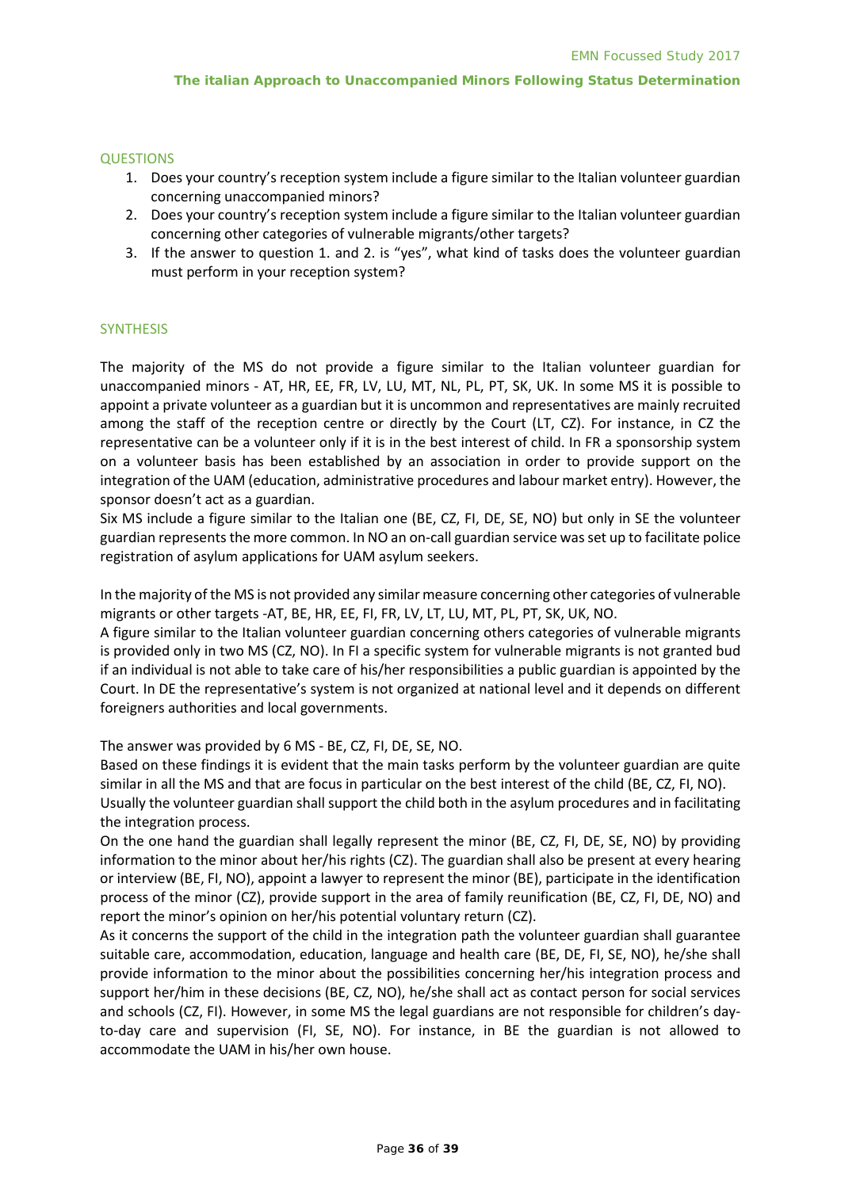## QUESTIONS

1. Does your country's reception system include a figure similar to the Italian volunteer guardian concerning unaccompanied minors?
2. Does your country's reception system include a figure similar to the Italian volunteer guardian concerning other categories of vulnerable migrants/other targets?
3. If the answer to question 1. and 2. is "yes", what kind of tasks does the volunteer guardian must perform in your reception system?

## SYNTHESIS

The majority of the MS do not provide a figure similar to the Italian volunteer guardian for unaccompanied minors - AT, HR, EE, FR, LV, LU, MT, NL, PL, PT, SK, UK. In some MS it is possible to appoint a private volunteer as a guardian but it is uncommon and representatives are mainly recruited among the staff of the reception centre or directly by the Court (LT, CZ). For instance, in CZ the representative can be a volunteer only if it is in the best interest of child. In FR a sponsorship system on a volunteer basis has been established by an association in order to provide support on the integration of the UAM (education, administrative procedures and labour market entry). However, the sponsor doesn't act as a guardian.

Six MS include a figure similar to the Italian one (BE, CZ, FI, DE, SE, NO) but only in SE the volunteer guardian represents the more common. In NO an on-call guardian service was set up to facilitate police registration of asylum applications for UAM asylum seekers.

In the majority of the MS is not provided any similar measure concerning other categories of vulnerable migrants or other targets -AT, BE, HR, EE, FI, FR, LV, LT, LU, MT, PL, PT, SK, UK, NO.

A figure similar to the Italian volunteer guardian concerning others categories of vulnerable migrants is provided only in two MS (CZ, NO). In FI a specific system for vulnerable migrants is not granted bud if an individual is not able to take care of his/her responsibilities a public guardian is appointed by the Court. In DE the representative's system is not organized at national level and it depends on different foreigners authorities and local governments.

The answer was provided by 6 MS - BE, CZ, FI, DE, SE, NO.

Based on these findings it is evident that the main tasks perform by the volunteer guardian are quite similar in all the MS and that are focus in particular on the best interest of the child (BE, CZ, FI, NO).

Usually the volunteer guardian shall support the child both in the asylum procedures and in facilitating the integration process.

On the one hand the guardian shall legally represent the minor (BE, CZ, FI, DE, SE, NO) by providing information to the minor about her/his rights (CZ). The guardian shall also be present at every hearing or interview (BE, FI, NO), appoint a lawyer to represent the minor (BE), participate in the identification process of the minor (CZ), provide support in the area of family reunification (BE, CZ, FI, DE, NO) and report the minor's opinion on her/his potential voluntary return (CZ).

As it concerns the support of the child in the integration path the volunteer guardian shall guarantee suitable care, accommodation, education, language and health care (BE, DE, FI, SE, NO), he/she shall provide information to the minor about the possibilities concerning her/his integration process and support her/him in these decisions (BE, CZ, NO), he/she shall act as contact person for social services and schools (CZ, FI). However, in some MS the legal guardians are not responsible for children's day-to-day care and supervision (FI, SE, NO). For instance, in BE the guardian is not allowed to accommodate the UAM in his/her own house.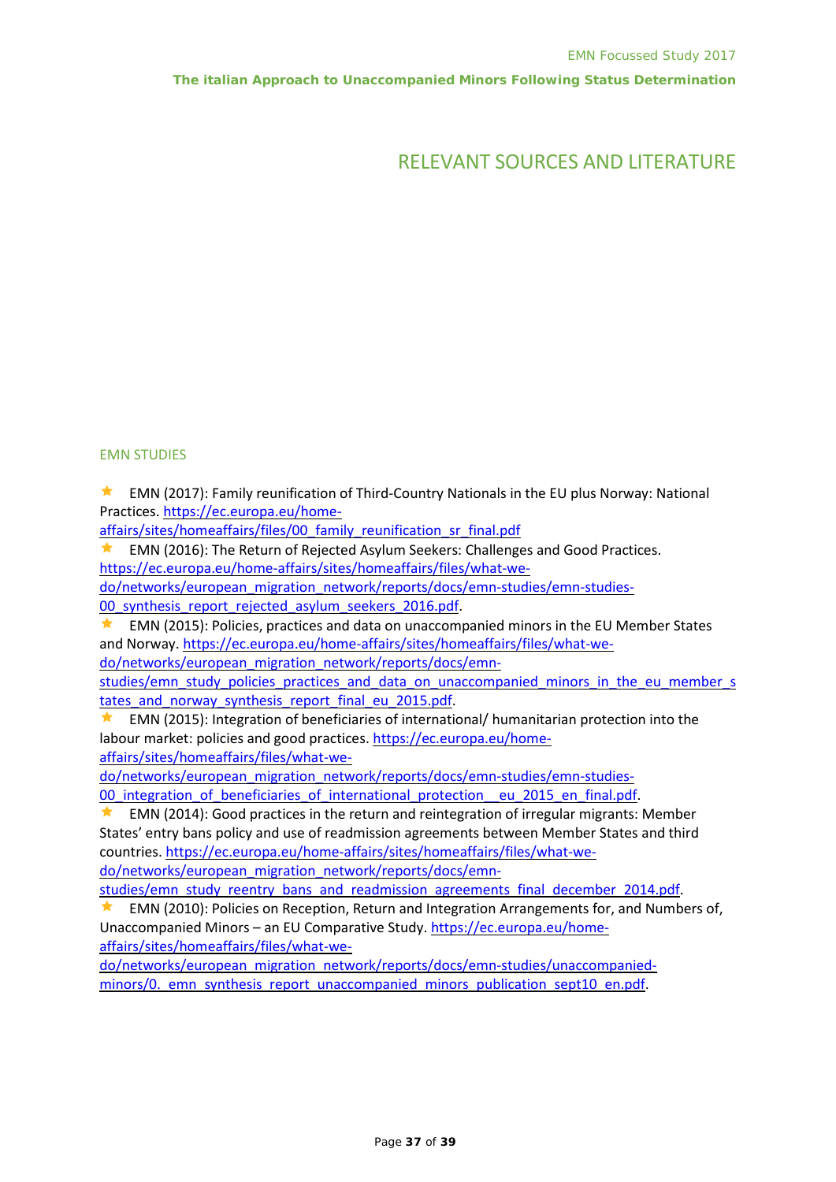# RELEVANT SOURCES AND LITERATURE

## EMN STUDIES

- EMN (2017): Family reunification of Third-Country Nationals in the EU plus Norway: National Practices. https://ec.europa.eu/home-affairs/sites/homeaffairs/files/00_family_reunification_sr_final.pdf
- EMN (2016): The Return of Rejected Asylum Seekers: Challenges and Good Practices. https://ec.europa.eu/home-affairs/sites/homeaffairs/files/what-we-do/networks/european_migration_network/reports/docs/emn-studies/emn-studies-00_synthesis_report_rejected_asylum_seekers_2016.pdf.
- EMN (2015): Policies, practices and data on unaccompanied minors in the EU Member States and Norway. https://ec.europa.eu/home-affairs/sites/homeaffairs/files/what-we-do/networks/european_migration_network/reports/docs/emn-studies/emn_study_policies_practices_and_data_on_unaccompanied_minors_in_the_eu_member_states_and_norway_synthesis_report_final_eu_2015.pdf.
- EMN (2015): Integration of beneficiaries of international/ humanitarian protection into the labour market: policies and good practices. https://ec.europa.eu/home-affairs/sites/homeaffairs/files/what-we-do/networks/european_migration_network/reports/docs/emn-studies/emn-studies-00_integration_of_beneficiaries_of_international_protection__eu_2015_en_final.pdf.
- EMN (2014): Good practices in the return and reintegration of irregular migrants: Member States' entry bans policy and use of readmission agreements between Member States and third countries. https://ec.europa.eu/home-affairs/sites/homeaffairs/files/what-we-do/networks/european_migration_network/reports/docs/emn-studies/emn_study_reentry_bans_and_readmission_agreements_final_december_2014.pdf.
- EMN (2010): Policies on Reception, Return and Integration Arrangements for, and Numbers of, Unaccompanied Minors – an EU Comparative Study. https://ec.europa.eu/home-affairs/sites/homeaffairs/files/what-we-do/networks/european_migration_network/reports/docs/emn-studies/unaccompanied-minors/0._emn_synthesis_report_unaccompanied_minors_publication_sept10_en.pdf.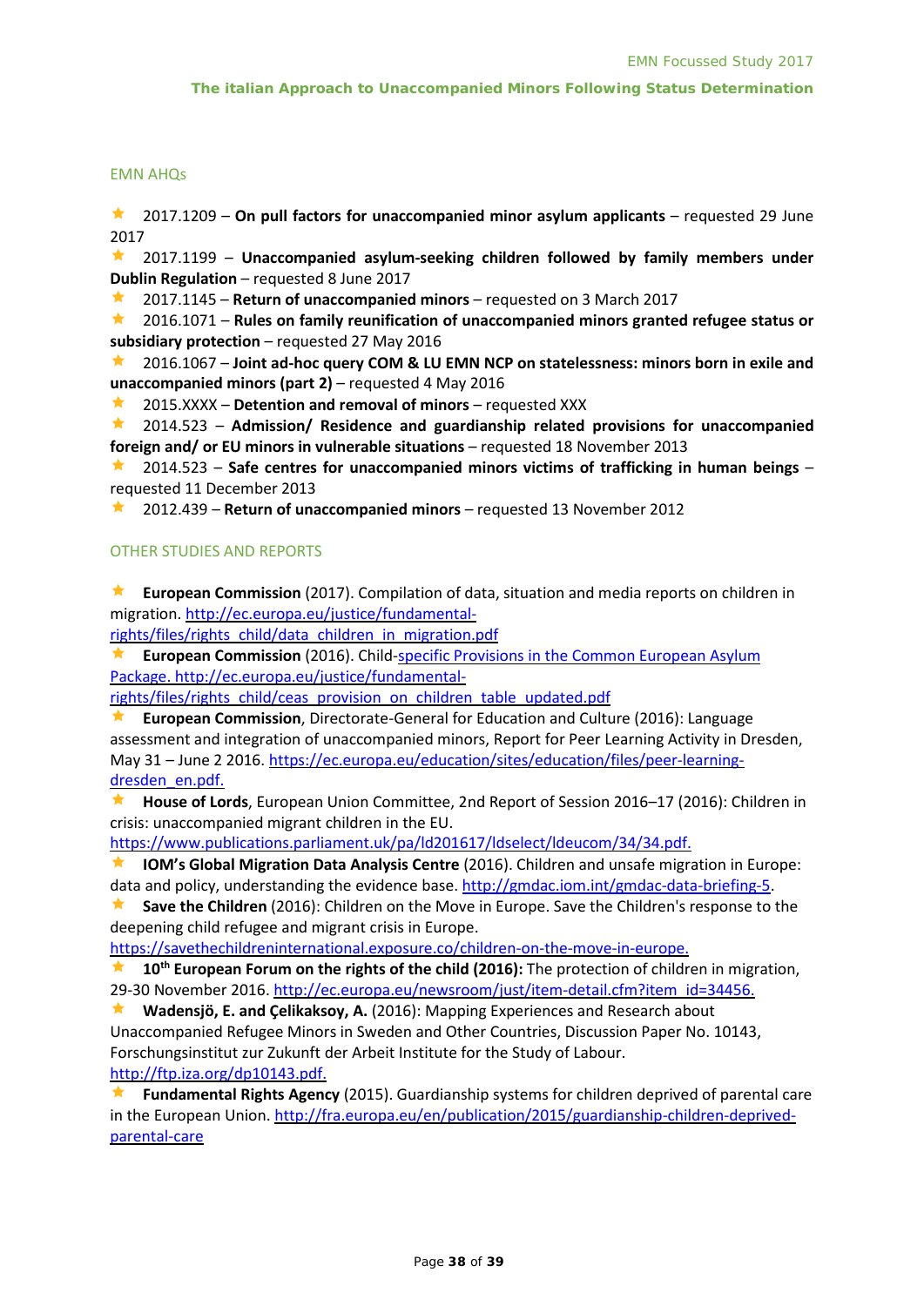## EMN AHQs

- 2017.1209 – **On pull factors for unaccompanied minor asylum applicants** – requested 29 June 2017
- 2017.1199 – **Unaccompanied asylum-seeking children followed by family members under Dublin Regulation** – requested 8 June 2017
- 2017.1145 – **Return of unaccompanied minors** – requested on 3 March 2017
- 2016.1071 – **Rules on family reunification of unaccompanied minors granted refugee status or subsidiary protection** – requested 27 May 2016
- 2016.1067 – **Joint ad-hoc query COM & LU EMN NCP on statelessness: minors born in exile and unaccompanied minors (part 2)** – requested 4 May 2016
- 2015.XXXX – **Detention and removal of minors** – requested XXX
- 2014.523 – **Admission/ Residence and guardianship related provisions for unaccompanied foreign and/ or EU minors in vulnerable situations** – requested 18 November 2013
- 2014.523 – **Safe centres for unaccompanied minors victims of trafficking in human beings** – requested 11 December 2013
- 2012.439 – **Return of unaccompanied minors** – requested 13 November 2012

## OTHER STUDIES AND REPORTS

- **European Commission** (2017). Compilation of data, situation and media reports on children in migration. http://ec.europa.eu/justice/fundamental-rights/files/rights_child/data_children_in_migration.pdf
- **European Commission** (2016). Child-specific Provisions in the Common European Asylum Package. http://ec.europa.eu/justice/fundamental-rights/files/rights_child/ceas_provision_on_children_table_updated.pdf
- **European Commission**, Directorate-General for Education and Culture (2016): Language assessment and integration of unaccompanied minors, Report for Peer Learning Activity in Dresden, May 31 – June 2 2016. https://ec.europa.eu/education/sites/education/files/peer-learning-dresden_en.pdf.
- **House of Lords**, European Union Committee, 2nd Report of Session 2016–17 (2016): Children in crisis: unaccompanied migrant children in the EU. https://www.publications.parliament.uk/pa/ld201617/ldselect/ldeucom/34/34.pdf.
- **IOM's Global Migration Data Analysis Centre** (2016). Children and unsafe migration in Europe: data and policy, understanding the evidence base. http://gmdac.iom.int/gmdac-data-briefing-5.
- **Save the Children** (2016): Children on the Move in Europe. Save the Children's response to the deepening child refugee and migrant crisis in Europe. https://savethechildreninternational.exposure.co/children-on-the-move-in-europe.
- **10th European Forum on the rights of the child (2016):** The protection of children in migration, 29-30 November 2016. http://ec.europa.eu/newsroom/just/item-detail.cfm?item_id=34456.
- **Wadensjö, E. and Çelikaksoy, A.** (2016): Mapping Experiences and Research about Unaccompanied Refugee Minors in Sweden and Other Countries, Discussion Paper No. 10143, Forschungsinstitut zur Zukunft der Arbeit Institute for the Study of Labour. http://ftp.iza.org/dp10143.pdf.
- **Fundamental Rights Agency** (2015). Guardianship systems for children deprived of parental care in the European Union. http://fra.europa.eu/en/publication/2015/guardianship-children-deprived-parental-care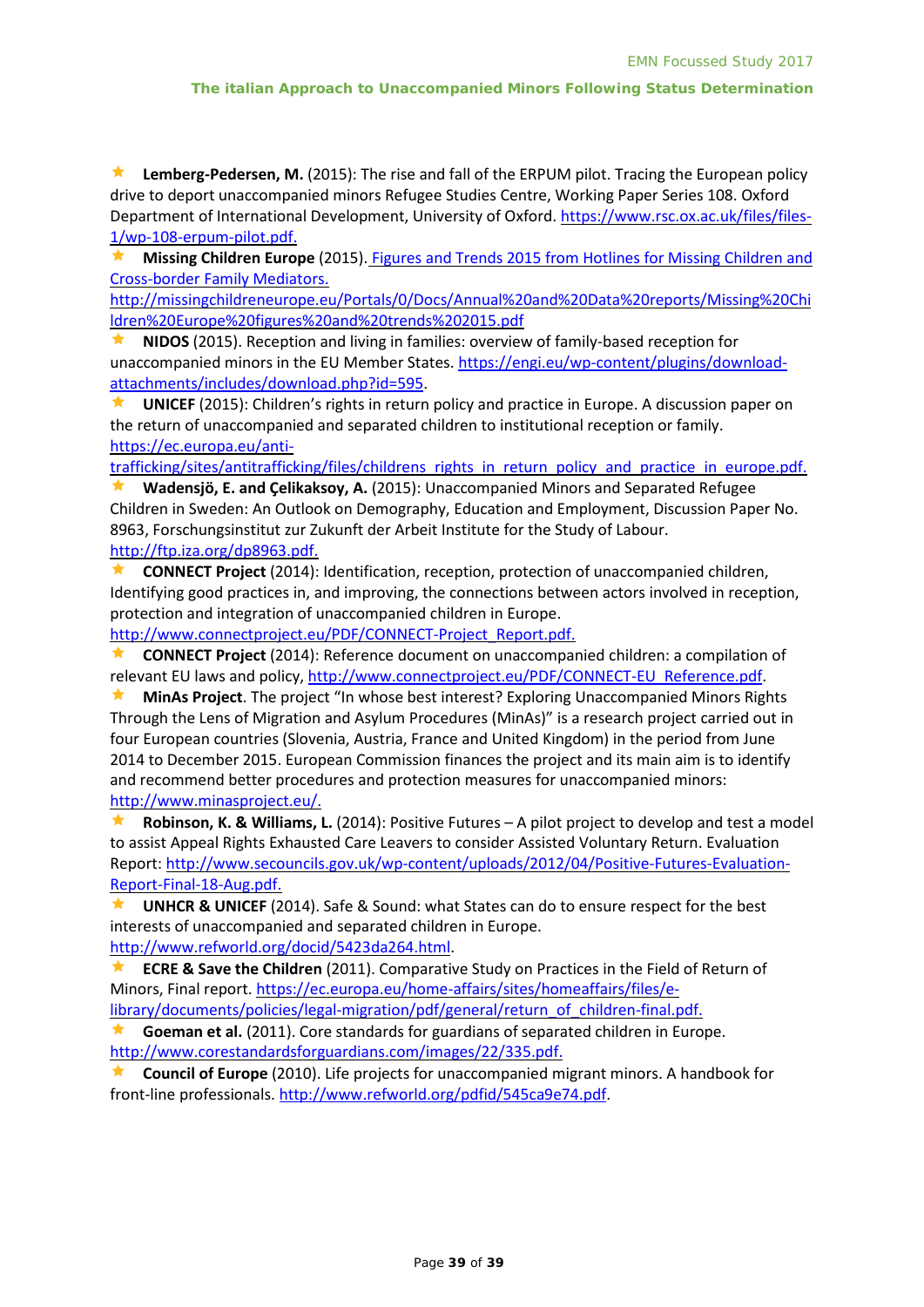- **Lemberg-Pedersen, M.** (2015): The rise and fall of the ERPUM pilot. Tracing the European policy drive to deport unaccompanied minors Refugee Studies Centre, Working Paper Series 108. Oxford Department of International Development, University of Oxford. https://www.rsc.ox.ac.uk/files/files-1/wp-108-erpum-pilot.pdf.
- **Missing Children Europe** (2015). Figures and Trends 2015 from Hotlines for Missing Children and Cross-border Family Mediators. http://missingchildreneurope.eu/Portals/0/Docs/Annual%20and%20Data%20reports/Missing%20Children%20Europe%20figures%20and%20trends%202015.pdf
- **NIDOS** (2015). Reception and living in families: overview of family-based reception for unaccompanied minors in the EU Member States. https://engi.eu/wp-content/plugins/download-attachments/includes/download.php?id=595.
- **UNICEF** (2015): Children's rights in return policy and practice in Europe. A discussion paper on the return of unaccompanied and separated children to institutional reception or family. https://ec.europa.eu/anti-trafficking/sites/antitrafficking/files/childrens_rights_in_return_policy_and_practice_in_europe.pdf.
- **Wadensjö, E. and Çelikaksoy, A.** (2015): Unaccompanied Minors and Separated Refugee Children in Sweden: An Outlook on Demography, Education and Employment, Discussion Paper No. 8963, Forschungsinstitut zur Zukunft der Arbeit Institute for the Study of Labour. http://ftp.iza.org/dp8963.pdf.
- **CONNECT Project** (2014): Identification, reception, protection of unaccompanied children, Identifying good practices in, and improving, the connections between actors involved in reception, protection and integration of unaccompanied children in Europe. http://www.connectproject.eu/PDF/CONNECT-Project_Report.pdf.
- **CONNECT Project** (2014): Reference document on unaccompanied children: a compilation of relevant EU laws and policy, http://www.connectproject.eu/PDF/CONNECT-EU_Reference.pdf.
- **MinAs Project**. The project "In whose best interest? Exploring Unaccompanied Minors Rights Through the Lens of Migration and Asylum Procedures (MinAs)" is a research project carried out in four European countries (Slovenia, Austria, France and United Kingdom) in the period from June 2014 to December 2015. European Commission finances the project and its main aim is to identify and recommend better procedures and protection measures for unaccompanied minors: http://www.minasproject.eu/.
- **Robinson, K. & Williams, L.** (2014): Positive Futures – A pilot project to develop and test a model to assist Appeal Rights Exhausted Care Leavers to consider Assisted Voluntary Return. Evaluation Report: http://www.secouncils.gov.uk/wp-content/uploads/2012/04/Positive-Futures-Evaluation-Report-Final-18-Aug.pdf.
- **UNHCR & UNICEF** (2014). Safe & Sound: what States can do to ensure respect for the best interests of unaccompanied and separated children in Europe. http://www.refworld.org/docid/5423da264.html.
- **ECRE & Save the Children** (2011). Comparative Study on Practices in the Field of Return of Minors, Final report. https://ec.europa.eu/home-affairs/sites/homeaffairs/files/e-library/documents/policies/legal-migration/pdf/general/return_of_children-final.pdf.
- **Goeman et al.** (2011). Core standards for guardians of separated children in Europe. http://www.corestandardsforguardians.com/images/22/335.pdf.
- **Council of Europe** (2010). Life projects for unaccompanied migrant minors. A handbook for front-line professionals. http://www.refworld.org/pdfid/545ca9e74.pdf.